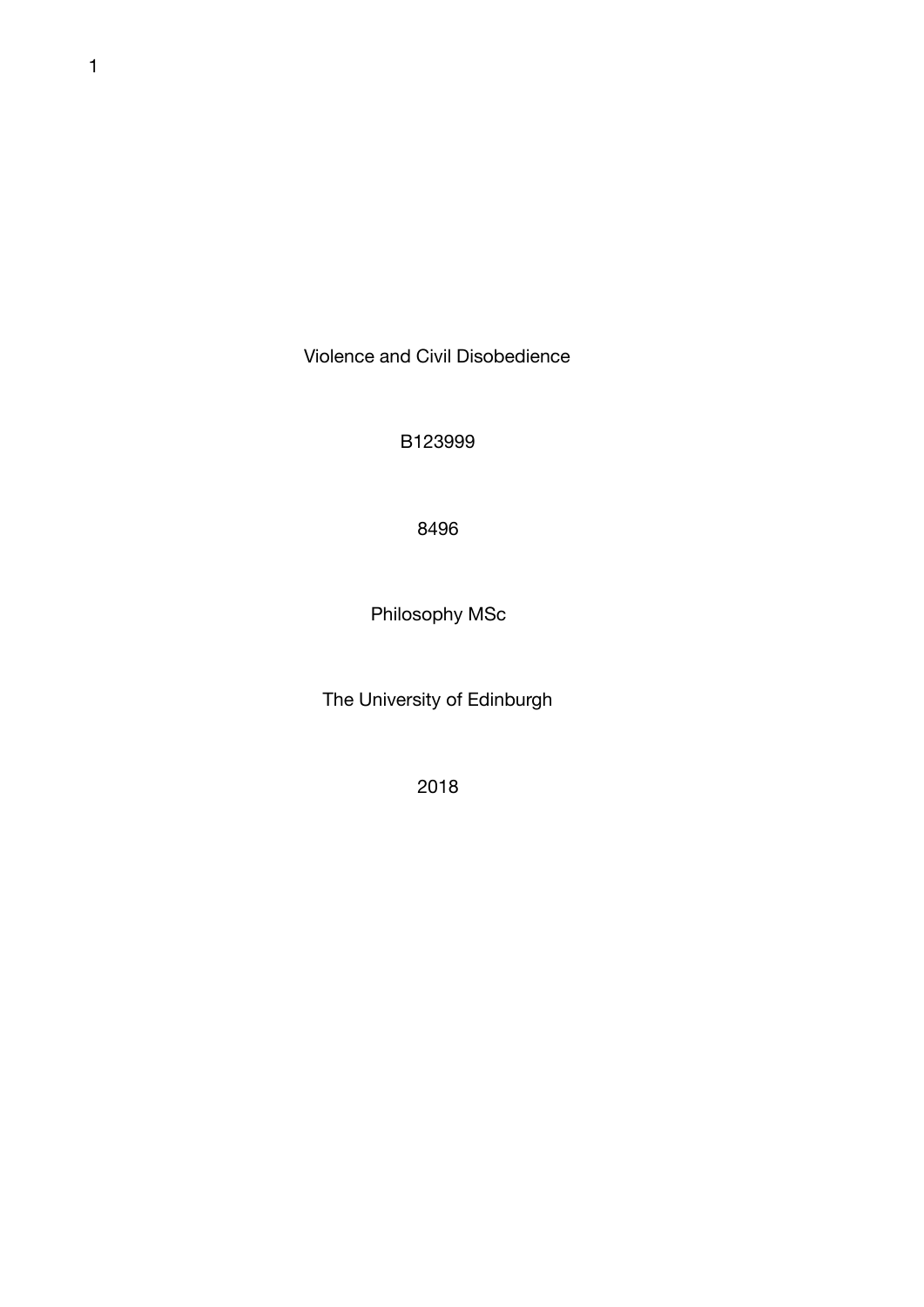# Violence and Civil Disobedience

B123999

8496

Philosophy MSc

The University of Edinburgh

2018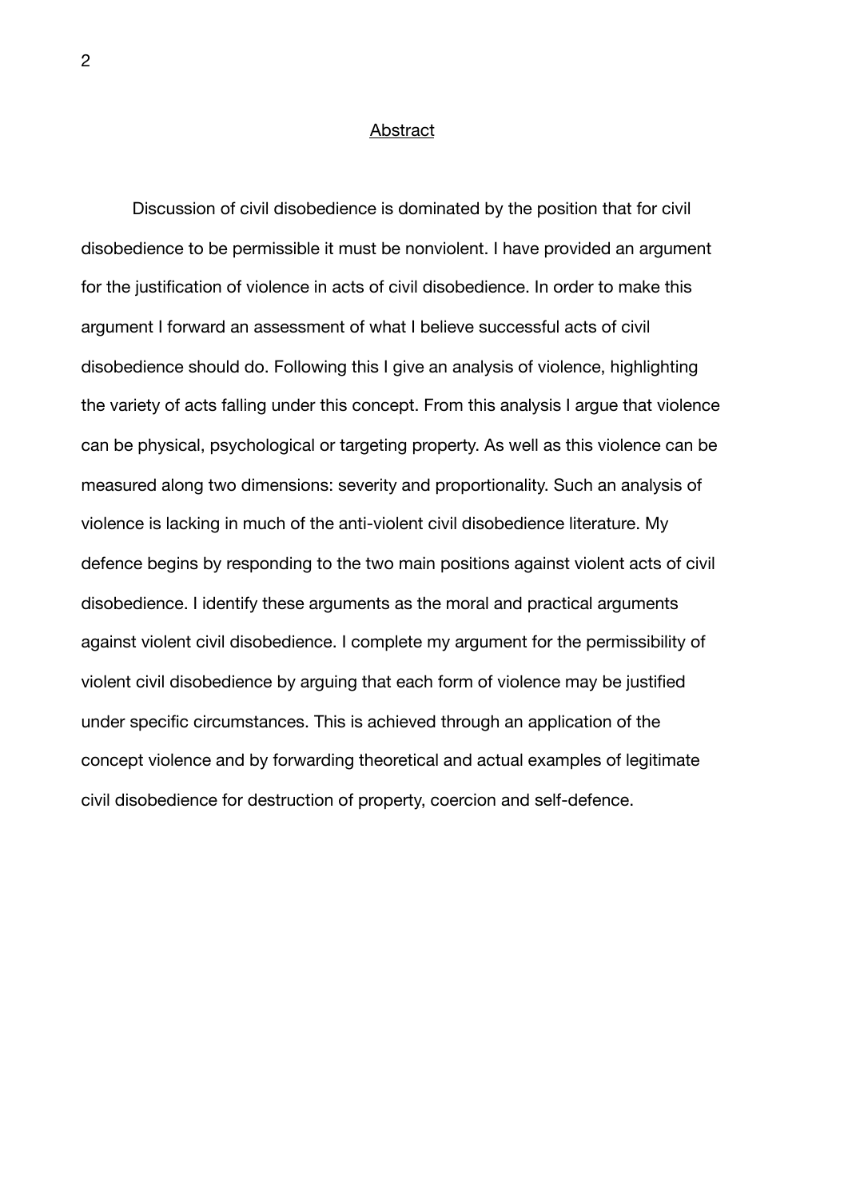## Abstract

Discussion of civil disobedience is dominated by the position that for civil disobedience to be permissible it must be nonviolent. I have provided an argument for the justification of violence in acts of civil disobedience. In order to make this argument I forward an assessment of what I believe successful acts of civil disobedience should do. Following this I give an analysis of violence, highlighting the variety of acts falling under this concept. From this analysis I argue that violence can be physical, psychological or targeting property. As well as this violence can be measured along two dimensions: severity and proportionality. Such an analysis of violence is lacking in much of the anti-violent civil disobedience literature. My defence begins by responding to the two main positions against violent acts of civil disobedience. I identify these arguments as the moral and practical arguments against violent civil disobedience. I complete my argument for the permissibility of violent civil disobedience by arguing that each form of violence may be justified under specific circumstances. This is achieved through an application of the concept violence and by forwarding theoretical and actual examples of legitimate civil disobedience for destruction of property, coercion and self-defence.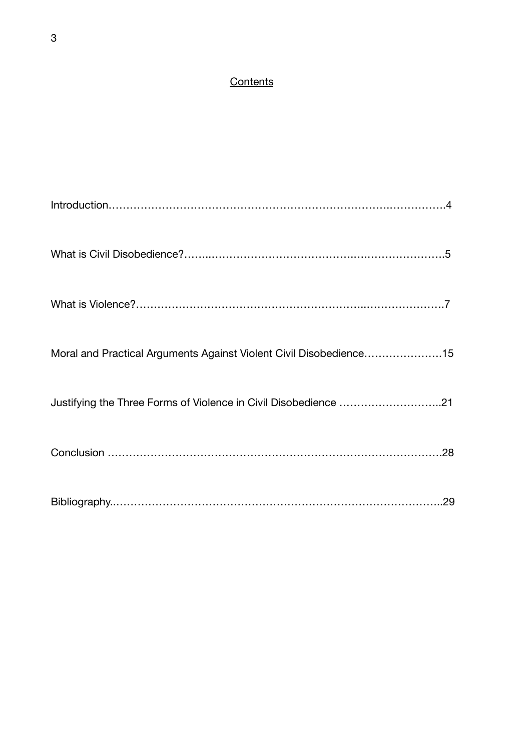## Contents

Introduction……………………………………………………………………………………….4

What is Civil Disobedience?………………………………………………………………….5

What is Violence?……………………………………………………………………………….7

Moral and Practical Arguments Against Violent Civil Disobedience………………….15

Justifying the Three Forms of Violence in Civil Disobedience ………………………..21

Conclusion ………………………………………………………………………………………28

Bibliography……………………………………………………………………………………..29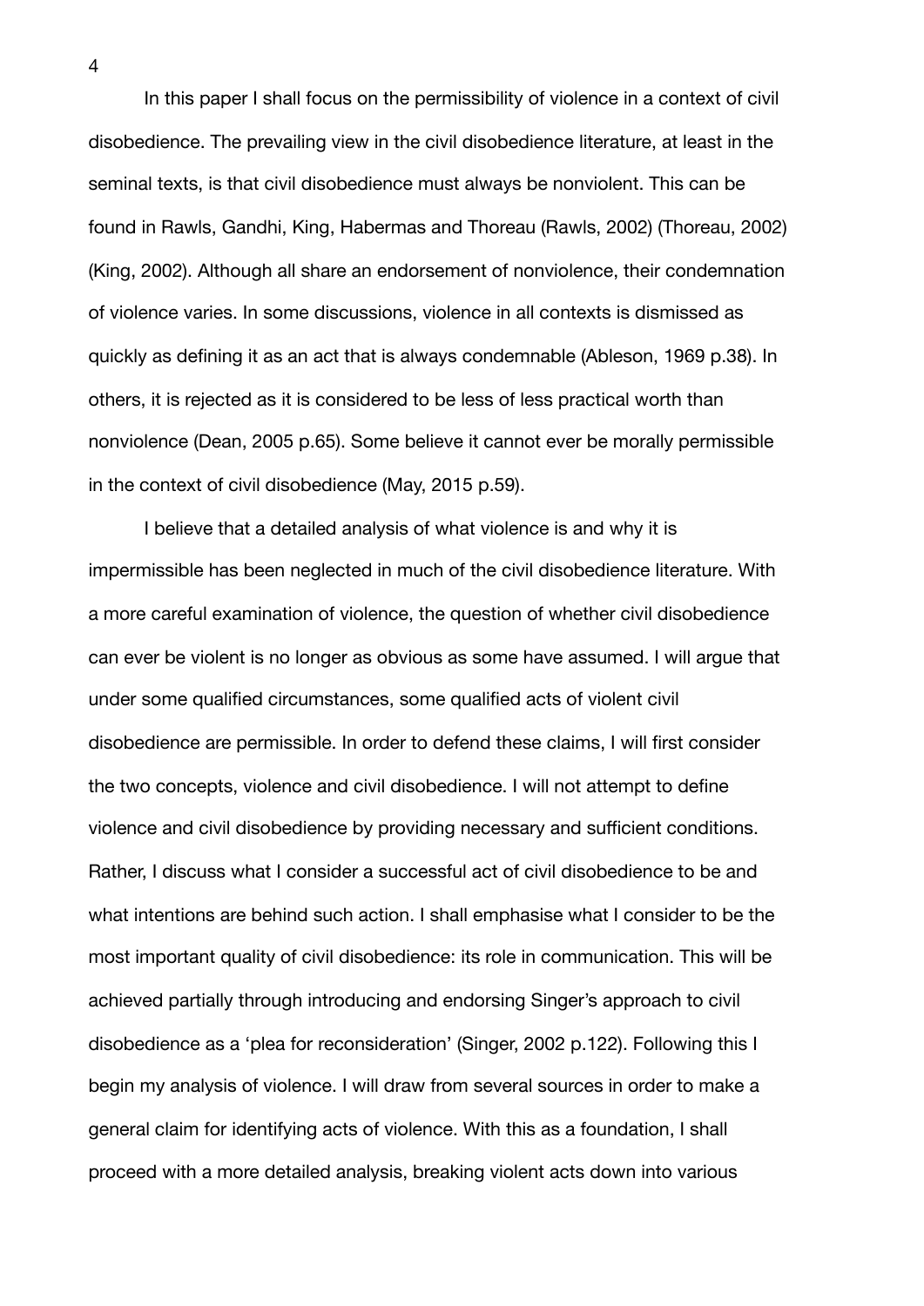In this paper I shall focus on the permissibility of violence in a context of civil disobedience. The prevailing view in the civil disobedience literature, at least in the seminal texts, is that civil disobedience must always be nonviolent. This can be found in Rawls, Gandhi, King, Habermas and Thoreau (Rawls, 2002) (Thoreau, 2002) (King, 2002). Although all share an endorsement of nonviolence, their condemnation of violence varies. In some discussions, violence in all contexts is dismissed as quickly as defining it as an act that is always condemnable (Ableson, 1969 p.38). In others, it is rejected as it is considered to be less of less practical worth than nonviolence (Dean, 2005 p.65). Some believe it cannot ever be morally permissible in the context of civil disobedience (May, 2015 p.59).

I believe that a detailed analysis of what violence is and why it is impermissible has been neglected in much of the civil disobedience literature. With a more careful examination of violence, the question of whether civil disobedience can ever be violent is no longer as obvious as some have assumed. I will argue that under some qualified circumstances, some qualified acts of violent civil disobedience are permissible. In order to defend these claims, I will first consider the two concepts, violence and civil disobedience. I will not attempt to define violence and civil disobedience by providing necessary and sufficient conditions. Rather, I discuss what I consider a successful act of civil disobedience to be and what intentions are behind such action. I shall emphasise what I consider to be the most important quality of civil disobedience: its role in communication. This will be achieved partially through introducing and endorsing Singer's approach to civil disobedience as a 'plea for reconsideration' (Singer, 2002 p.122). Following this I begin my analysis of violence. I will draw from several sources in order to make a general claim for identifying acts of violence. With this as a foundation, I shall proceed with a more detailed analysis, breaking violent acts down into various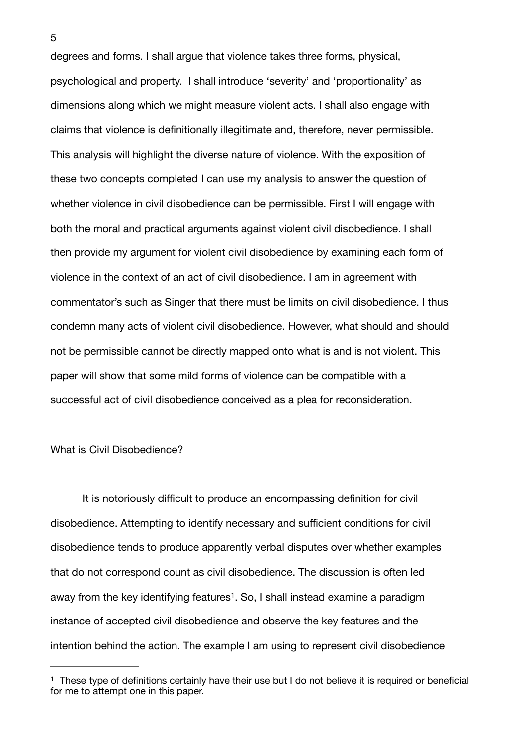degrees and forms. I shall argue that violence takes three forms, physical, psychological and property. I shall introduce 'severity' and 'proportionality' as dimensions along which we might measure violent acts. I shall also engage with claims that violence is definitionally illegitimate and, therefore, never permissible. This analysis will highlight the diverse nature of violence. With the exposition of these two concepts completed I can use my analysis to answer the question of whether violence in civil disobedience can be permissible. First I will engage with both the moral and practical arguments against violent civil disobedience. I shall then provide my argument for violent civil disobedience by examining each form of violence in the context of an act of civil disobedience. I am in agreement with commentator's such as Singer that there must be limits on civil disobedience. I thus condemn many acts of violent civil disobedience. However, what should and should not be permissible cannot be directly mapped onto what is and is not violent. This paper will show that some mild forms of violence can be compatible with a successful act of civil disobedience conceived as a plea for reconsideration.

## What is Civil Disobedience?

It is notoriously difficult to produce an encompassing definition for civil disobedience. Attempting to identify necessary and sufficient conditions for civil disobedience tends to produce apparently verbal disputes over whether examples that do not correspond count as civil disobedience. The discussion is often led away from the key identifying features[1]. So, I shall instead examine a paradigm instance of accepted civil disobedience and observe the key features and the intention behind the action. The example I am using to represent civil disobedience

---

[1] These type of definitions certainly have their use but I do not believe it is required or beneficial for me to attempt one in this paper.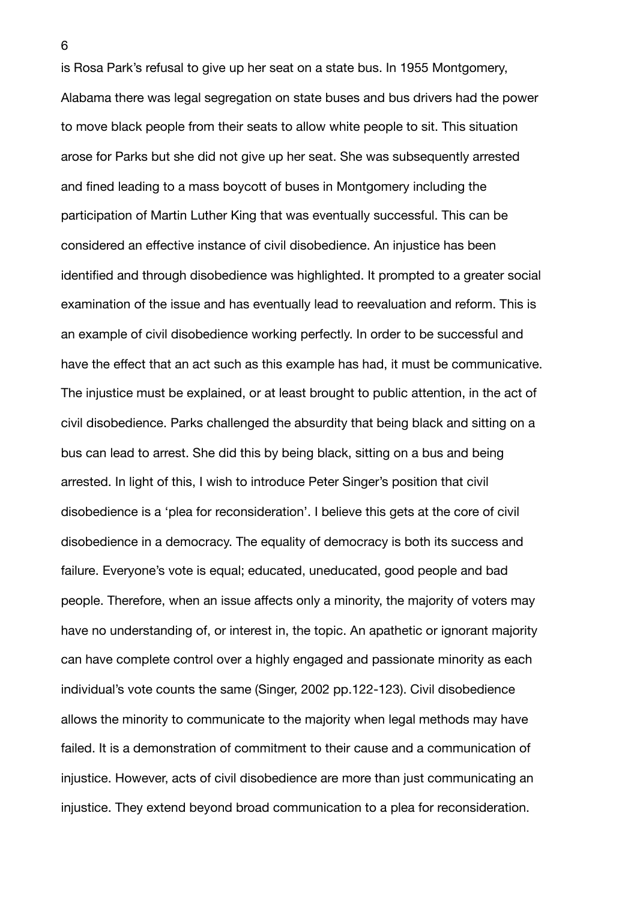is Rosa Park's refusal to give up her seat on a state bus. In 1955 Montgomery, Alabama there was legal segregation on state buses and bus drivers had the power to move black people from their seats to allow white people to sit. This situation arose for Parks but she did not give up her seat. She was subsequently arrested and fined leading to a mass boycott of buses in Montgomery including the participation of Martin Luther King that was eventually successful. This can be considered an effective instance of civil disobedience. An injustice has been identified and through disobedience was highlighted. It prompted to a greater social examination of the issue and has eventually lead to reevaluation and reform. This is an example of civil disobedience working perfectly. In order to be successful and have the effect that an act such as this example has had, it must be communicative. The injustice must be explained, or at least brought to public attention, in the act of civil disobedience. Parks challenged the absurdity that being black and sitting on a bus can lead to arrest. She did this by being black, sitting on a bus and being arrested. In light of this, I wish to introduce Peter Singer's position that civil disobedience is a 'plea for reconsideration'. I believe this gets at the core of civil disobedience in a democracy. The equality of democracy is both its success and failure. Everyone's vote is equal; educated, uneducated, good people and bad people. Therefore, when an issue affects only a minority, the majority of voters may have no understanding of, or interest in, the topic. An apathetic or ignorant majority can have complete control over a highly engaged and passionate minority as each individual's vote counts the same (Singer, 2002 pp.122-123). Civil disobedience allows the minority to communicate to the majority when legal methods may have failed. It is a demonstration of commitment to their cause and a communication of injustice. However, acts of civil disobedience are more than just communicating an injustice. They extend beyond broad communication to a plea for reconsideration.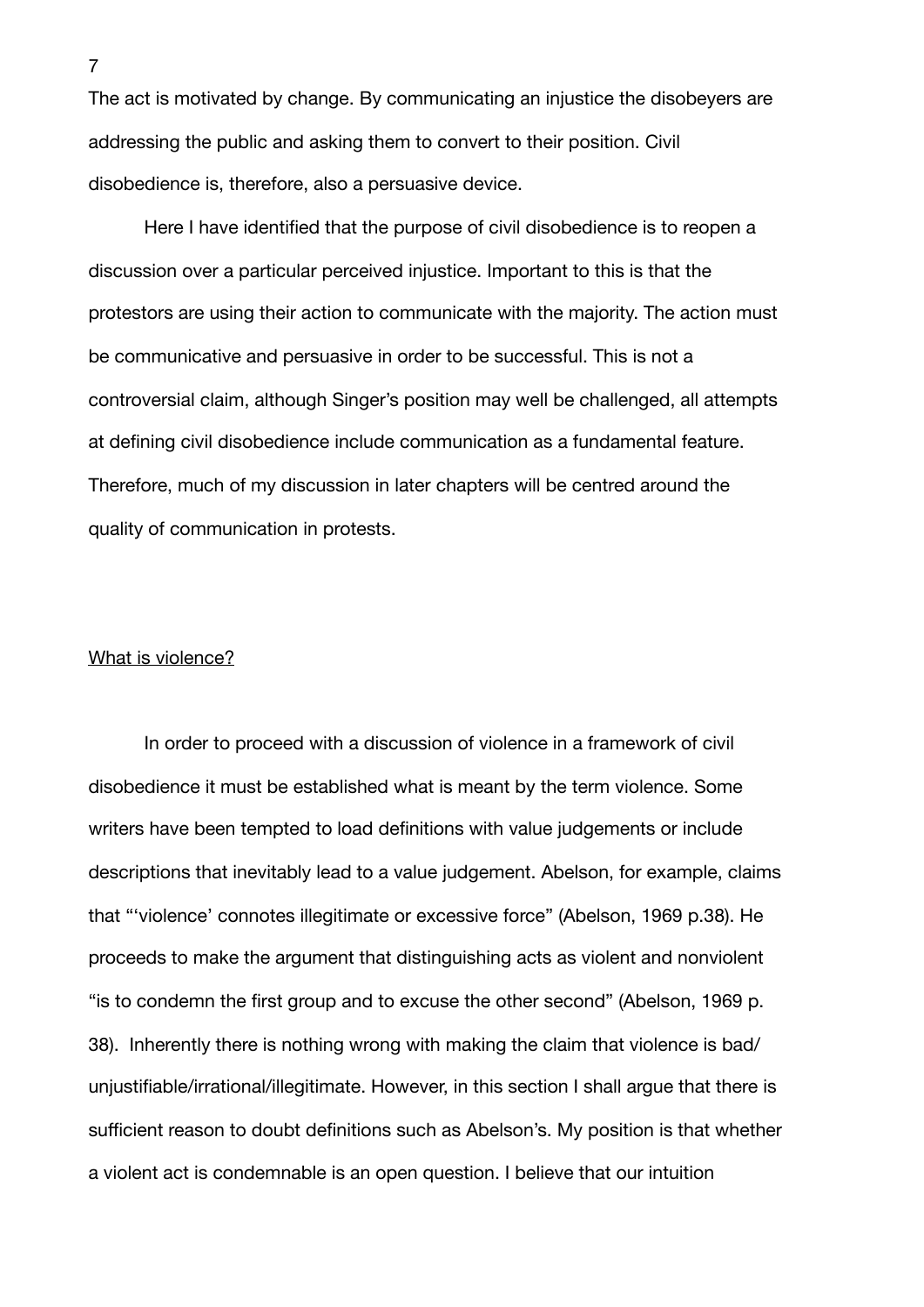The act is motivated by change. By communicating an injustice the disobeyers are addressing the public and asking them to convert to their position. Civil disobedience is, therefore, also a persuasive device.

Here I have identified that the purpose of civil disobedience is to reopen a discussion over a particular perceived injustice. Important to this is that the protestors are using their action to communicate with the majority. The action must be communicative and persuasive in order to be successful. This is not a controversial claim, although Singer's position may well be challenged, all attempts at defining civil disobedience include communication as a fundamental feature. Therefore, much of my discussion in later chapters will be centred around the quality of communication in protests.

<u>What is violence?</u>

In order to proceed with a discussion of violence in a framework of civil disobedience it must be established what is meant by the term violence. Some writers have been tempted to load definitions with value judgements or include descriptions that inevitably lead to a value judgement. Abelson, for example, claims that "'violence' connotes illegitimate or excessive force" (Abelson, 1969 p.38). He proceeds to make the argument that distinguishing acts as violent and nonviolent "is to condemn the first group and to excuse the other second" (Abelson, 1969 p. 38). Inherently there is nothing wrong with making the claim that violence is bad/unjustifiable/irrational/illegitimate. However, in this section I shall argue that there is sufficient reason to doubt definitions such as Abelson's. My position is that whether a violent act is condemnable is an open question. I believe that our intuition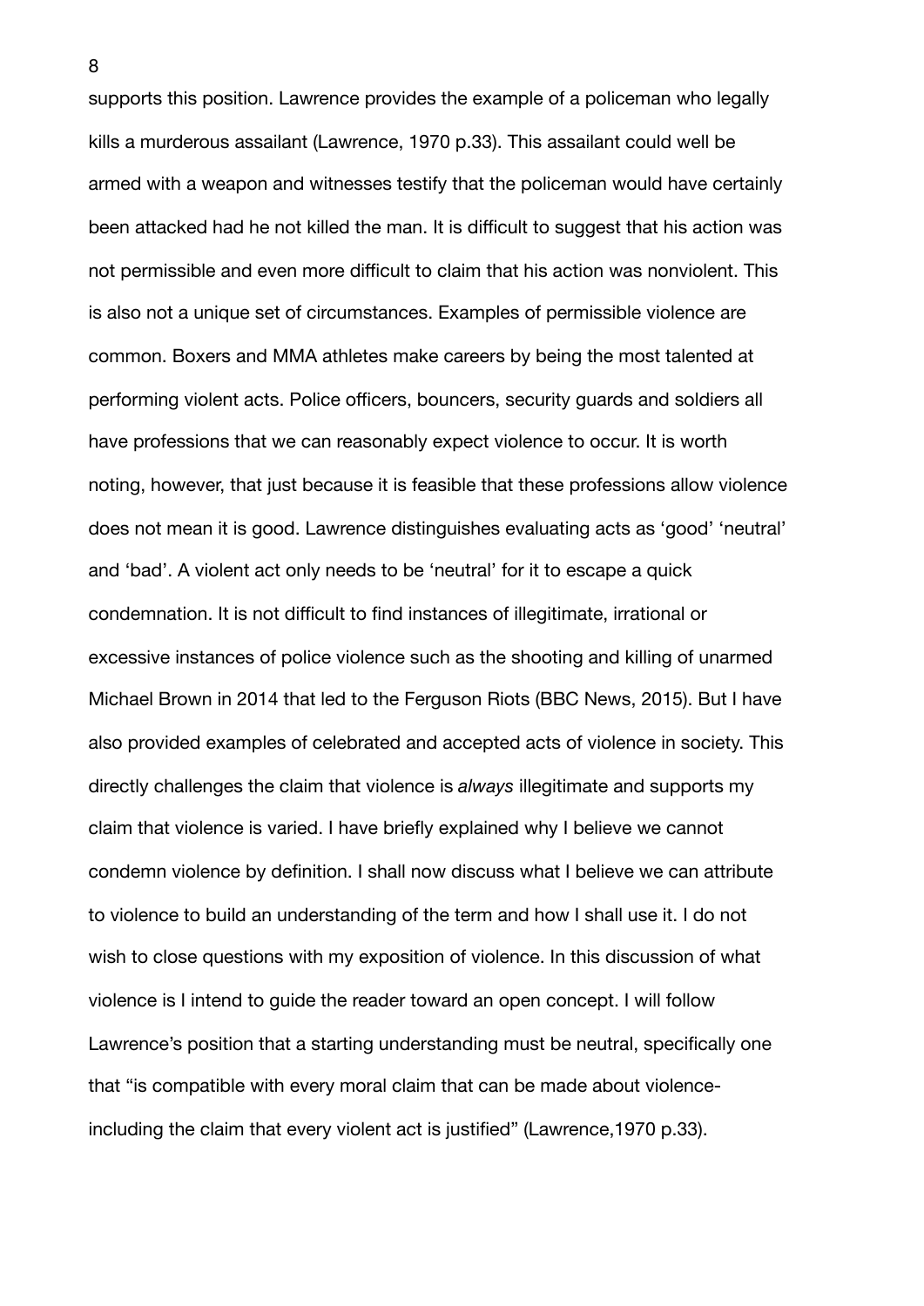supports this position. Lawrence provides the example of a policeman who legally kills a murderous assailant (Lawrence, 1970 p.33). This assailant could well be armed with a weapon and witnesses testify that the policeman would have certainly been attacked had he not killed the man. It is difficult to suggest that his action was not permissible and even more difficult to claim that his action was nonviolent. This is also not a unique set of circumstances. Examples of permissible violence are common. Boxers and MMA athletes make careers by being the most talented at performing violent acts. Police officers, bouncers, security guards and soldiers all have professions that we can reasonably expect violence to occur. It is worth noting, however, that just because it is feasible that these professions allow violence does not mean it is good. Lawrence distinguishes evaluating acts as 'good' 'neutral' and 'bad'. A violent act only needs to be 'neutral' for it to escape a quick condemnation. It is not difficult to find instances of illegitimate, irrational or excessive instances of police violence such as the shooting and killing of unarmed Michael Brown in 2014 that led to the Ferguson Riots (BBC News, 2015). But I have also provided examples of celebrated and accepted acts of violence in society. This directly challenges the claim that violence is *always* illegitimate and supports my claim that violence is varied. I have briefly explained why I believe we cannot condemn violence by definition. I shall now discuss what I believe we can attribute to violence to build an understanding of the term and how I shall use it. I do not wish to close questions with my exposition of violence. In this discussion of what violence is I intend to guide the reader toward an open concept. I will follow Lawrence's position that a starting understanding must be neutral, specifically one that "is compatible with every moral claim that can be made about violence- including the claim that every violent act is justified" (Lawrence,1970 p.33).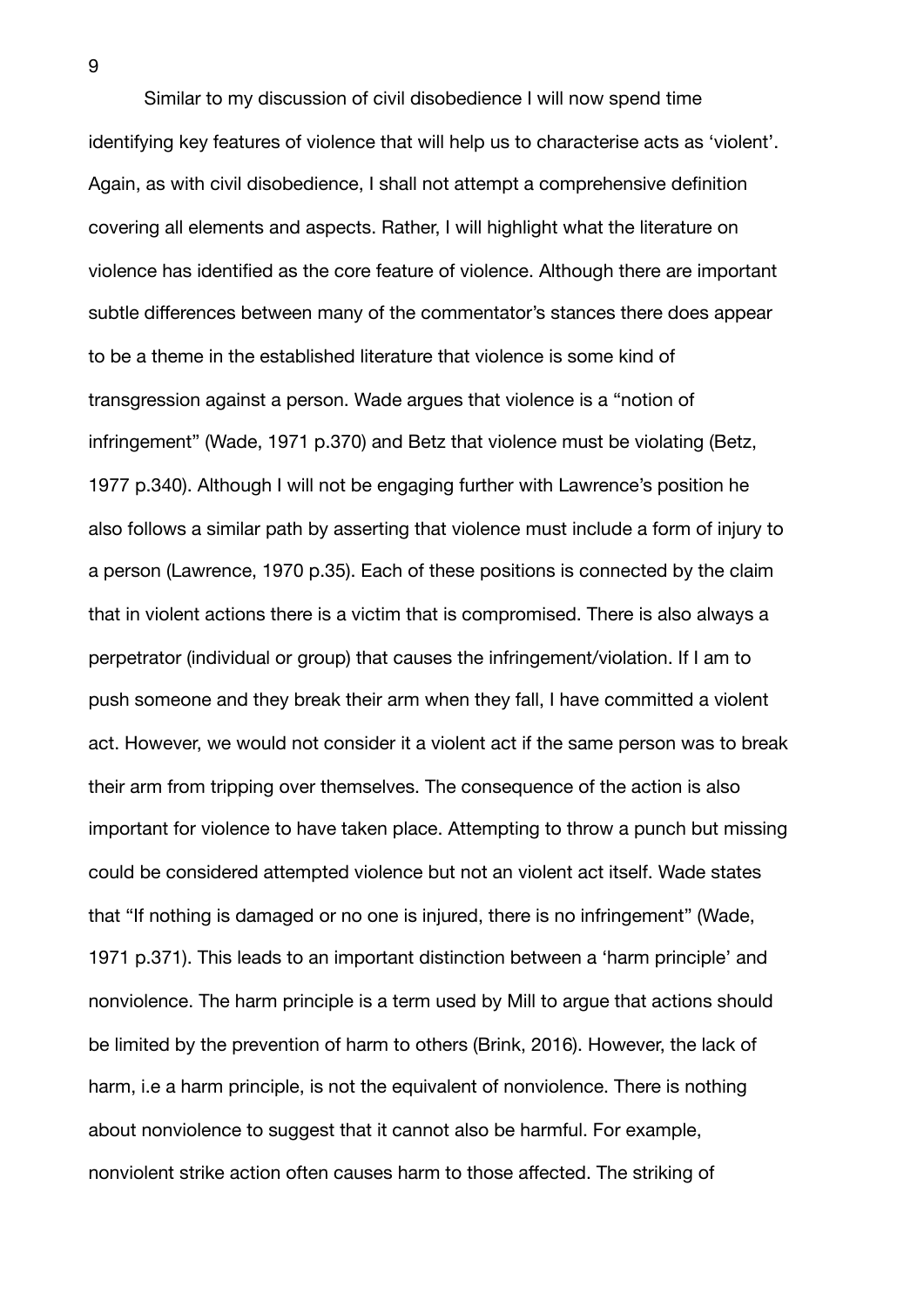Similar to my discussion of civil disobedience I will now spend time identifying key features of violence that will help us to characterise acts as 'violent'. Again, as with civil disobedience, I shall not attempt a comprehensive definition covering all elements and aspects. Rather, I will highlight what the literature on violence has identified as the core feature of violence. Although there are important subtle differences between many of the commentator's stances there does appear to be a theme in the established literature that violence is some kind of transgression against a person. Wade argues that violence is a "notion of infringement" (Wade, 1971 p.370) and Betz that violence must be violating (Betz, 1977 p.340). Although I will not be engaging further with Lawrence's position he also follows a similar path by asserting that violence must include a form of injury to a person (Lawrence, 1970 p.35). Each of these positions is connected by the claim that in violent actions there is a victim that is compromised. There is also always a perpetrator (individual or group) that causes the infringement/violation. If I am to push someone and they break their arm when they fall, I have committed a violent act. However, we would not consider it a violent act if the same person was to break their arm from tripping over themselves. The consequence of the action is also important for violence to have taken place. Attempting to throw a punch but missing could be considered attempted violence but not an violent act itself. Wade states that "If nothing is damaged or no one is injured, there is no infringement" (Wade, 1971 p.371). This leads to an important distinction between a 'harm principle' and nonviolence. The harm principle is a term used by Mill to argue that actions should be limited by the prevention of harm to others (Brink, 2016). However, the lack of harm, i.e a harm principle, is not the equivalent of nonviolence. There is nothing about nonviolence to suggest that it cannot also be harmful. For example, nonviolent strike action often causes harm to those affected. The striking of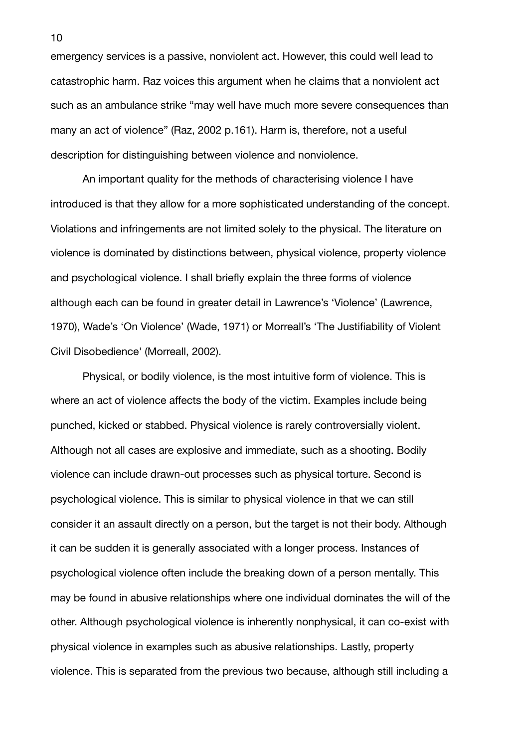emergency services is a passive, nonviolent act. However, this could well lead to catastrophic harm. Raz voices this argument when he claims that a nonviolent act such as an ambulance strike "may well have much more severe consequences than many an act of violence" (Raz, 2002 p.161). Harm is, therefore, not a useful description for distinguishing between violence and nonviolence.

An important quality for the methods of characterising violence I have introduced is that they allow for a more sophisticated understanding of the concept. Violations and infringements are not limited solely to the physical. The literature on violence is dominated by distinctions between, physical violence, property violence and psychological violence. I shall briefly explain the three forms of violence although each can be found in greater detail in Lawrence's 'Violence' (Lawrence, 1970), Wade's 'On Violence' (Wade, 1971) or Morreall's 'The Justifiability of Violent Civil Disobedience' (Morreall, 2002).

Physical, or bodily violence, is the most intuitive form of violence. This is where an act of violence affects the body of the victim. Examples include being punched, kicked or stabbed. Physical violence is rarely controversially violent. Although not all cases are explosive and immediate, such as a shooting. Bodily violence can include drawn-out processes such as physical torture. Second is psychological violence. This is similar to physical violence in that we can still consider it an assault directly on a person, but the target is not their body. Although it can be sudden it is generally associated with a longer process. Instances of psychological violence often include the breaking down of a person mentally. This may be found in abusive relationships where one individual dominates the will of the other. Although psychological violence is inherently nonphysical, it can co-exist with physical violence in examples such as abusive relationships. Lastly, property violence. This is separated from the previous two because, although still including a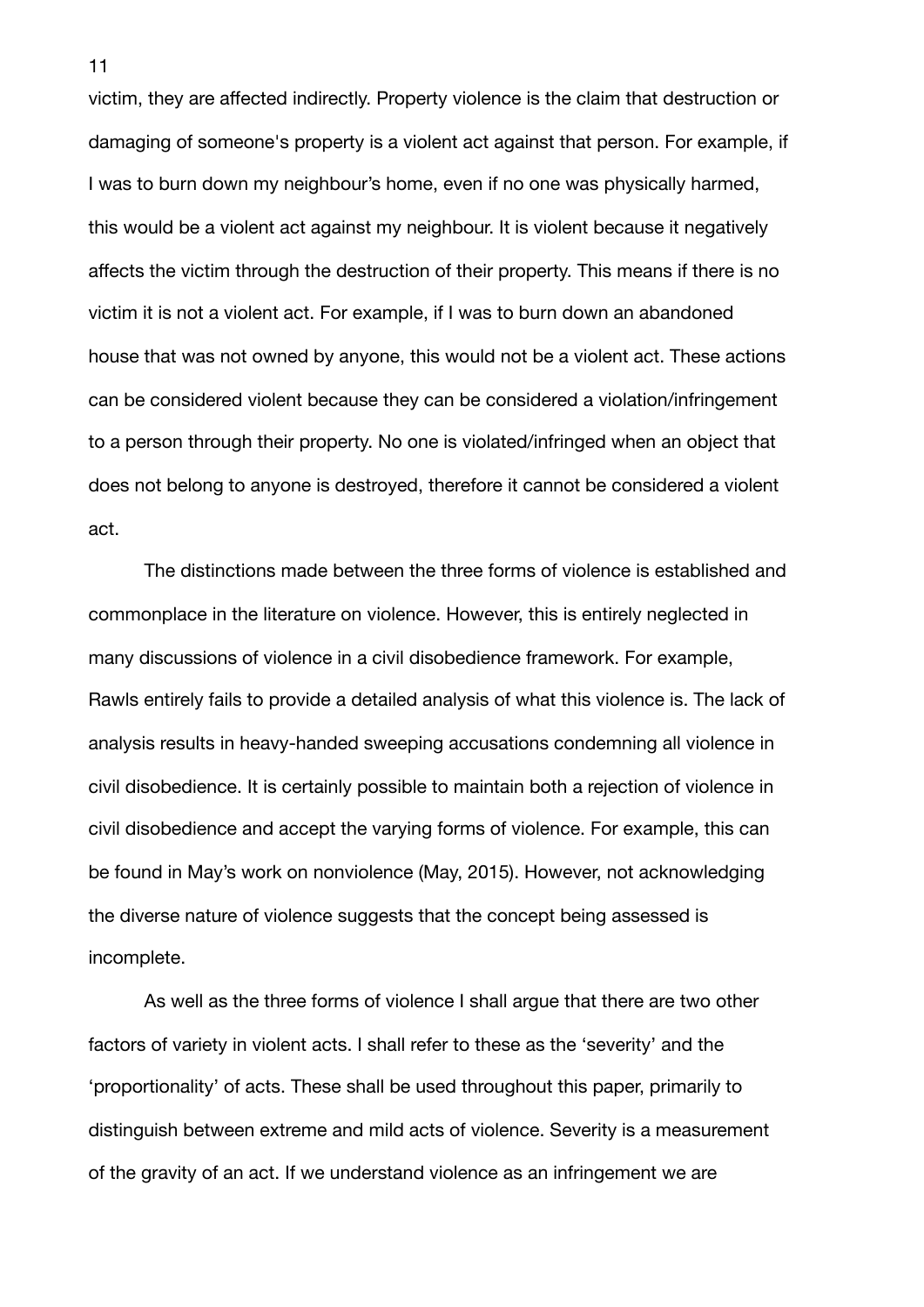victim, they are affected indirectly. Property violence is the claim that destruction or damaging of someone's property is a violent act against that person. For example, if I was to burn down my neighbour's home, even if no one was physically harmed, this would be a violent act against my neighbour. It is violent because it negatively affects the victim through the destruction of their property. This means if there is no victim it is not a violent act. For example, if I was to burn down an abandoned house that was not owned by anyone, this would not be a violent act. These actions can be considered violent because they can be considered a violation/infringement to a person through their property. No one is violated/infringed when an object that does not belong to anyone is destroyed, therefore it cannot be considered a violent act.

The distinctions made between the three forms of violence is established and commonplace in the literature on violence. However, this is entirely neglected in many discussions of violence in a civil disobedience framework. For example, Rawls entirely fails to provide a detailed analysis of what this violence is. The lack of analysis results in heavy-handed sweeping accusations condemning all violence in civil disobedience. It is certainly possible to maintain both a rejection of violence in civil disobedience and accept the varying forms of violence. For example, this can be found in May's work on nonviolence (May, 2015). However, not acknowledging the diverse nature of violence suggests that the concept being assessed is incomplete.

As well as the three forms of violence I shall argue that there are two other factors of variety in violent acts. I shall refer to these as the 'severity' and the 'proportionality' of acts. These shall be used throughout this paper, primarily to distinguish between extreme and mild acts of violence. Severity is a measurement of the gravity of an act. If we understand violence as an infringement we are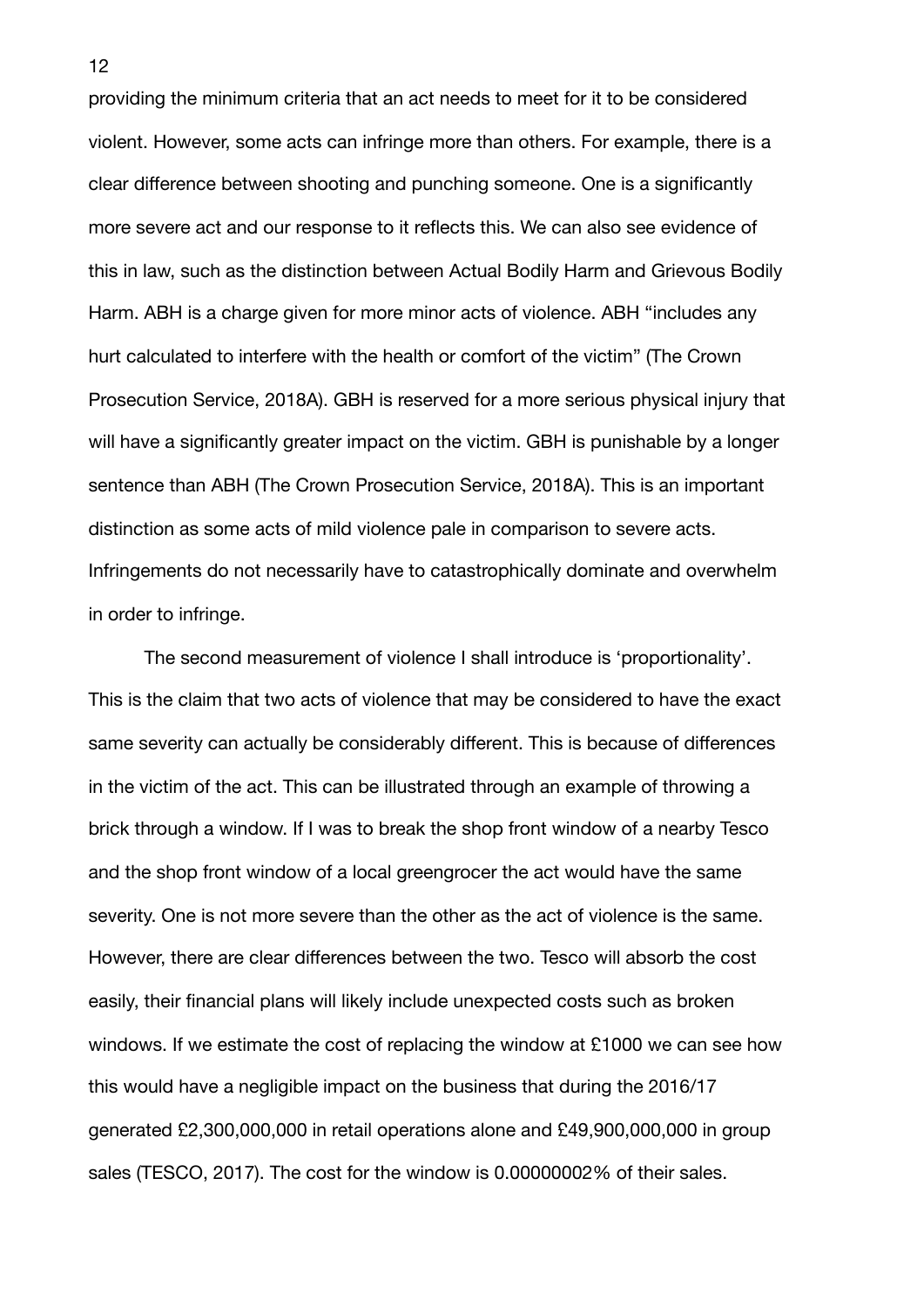providing the minimum criteria that an act needs to meet for it to be considered violent. However, some acts can infringe more than others. For example, there is a clear difference between shooting and punching someone. One is a significantly more severe act and our response to it reflects this. We can also see evidence of this in law, such as the distinction between Actual Bodily Harm and Grievous Bodily Harm. ABH is a charge given for more minor acts of violence. ABH "includes any hurt calculated to interfere with the health or comfort of the victim" (The Crown Prosecution Service, 2018A). GBH is reserved for a more serious physical injury that will have a significantly greater impact on the victim. GBH is punishable by a longer sentence than ABH (The Crown Prosecution Service, 2018A). This is an important distinction as some acts of mild violence pale in comparison to severe acts. Infringements do not necessarily have to catastrophically dominate and overwhelm in order to infringe.

The second measurement of violence I shall introduce is 'proportionality'. This is the claim that two acts of violence that may be considered to have the exact same severity can actually be considerably different. This is because of differences in the victim of the act. This can be illustrated through an example of throwing a brick through a window. If I was to break the shop front window of a nearby Tesco and the shop front window of a local greengrocer the act would have the same severity. One is not more severe than the other as the act of violence is the same. However, there are clear differences between the two. Tesco will absorb the cost easily, their financial plans will likely include unexpected costs such as broken windows. If we estimate the cost of replacing the window at £1000 we can see how this would have a negligible impact on the business that during the 2016/17 generated £2,300,000,000 in retail operations alone and £49,900,000,000 in group sales (TESCO, 2017). The cost for the window is 0.00000002% of their sales.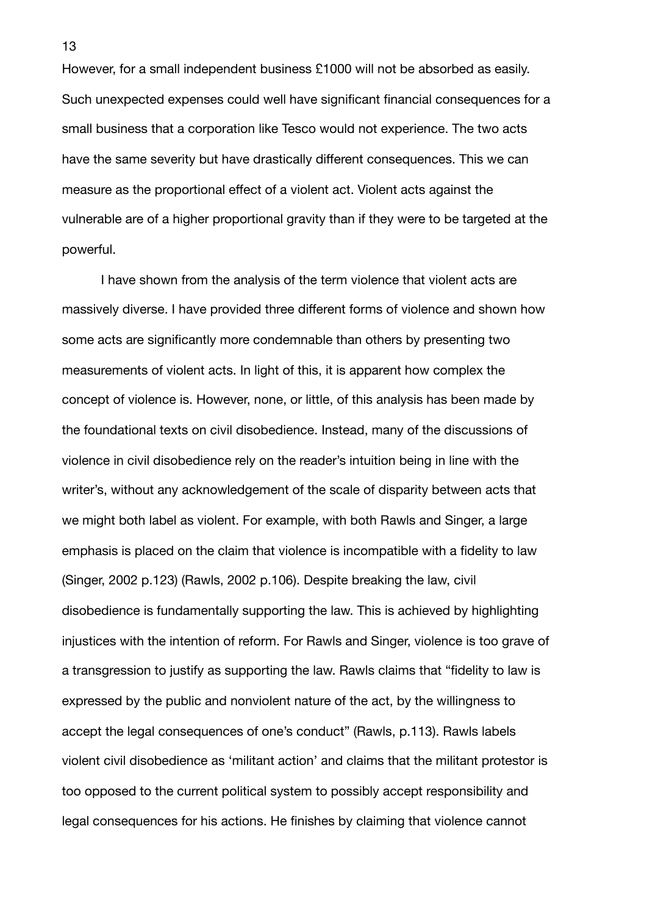However, for a small independent business £1000 will not be absorbed as easily. Such unexpected expenses could well have significant financial consequences for a small business that a corporation like Tesco would not experience. The two acts have the same severity but have drastically different consequences. This we can measure as the proportional effect of a violent act. Violent acts against the vulnerable are of a higher proportional gravity than if they were to be targeted at the powerful.

I have shown from the analysis of the term violence that violent acts are massively diverse. I have provided three different forms of violence and shown how some acts are significantly more condemnable than others by presenting two measurements of violent acts. In light of this, it is apparent how complex the concept of violence is. However, none, or little, of this analysis has been made by the foundational texts on civil disobedience. Instead, many of the discussions of violence in civil disobedience rely on the reader's intuition being in line with the writer's, without any acknowledgement of the scale of disparity between acts that we might both label as violent. For example, with both Rawls and Singer, a large emphasis is placed on the claim that violence is incompatible with a fidelity to law (Singer, 2002 p.123) (Rawls, 2002 p.106). Despite breaking the law, civil disobedience is fundamentally supporting the law. This is achieved by highlighting injustices with the intention of reform. For Rawls and Singer, violence is too grave of a transgression to justify as supporting the law. Rawls claims that "fidelity to law is expressed by the public and nonviolent nature of the act, by the willingness to accept the legal consequences of one's conduct" (Rawls, p.113). Rawls labels violent civil disobedience as 'militant action' and claims that the militant protestor is too opposed to the current political system to possibly accept responsibility and legal consequences for his actions. He finishes by claiming that violence cannot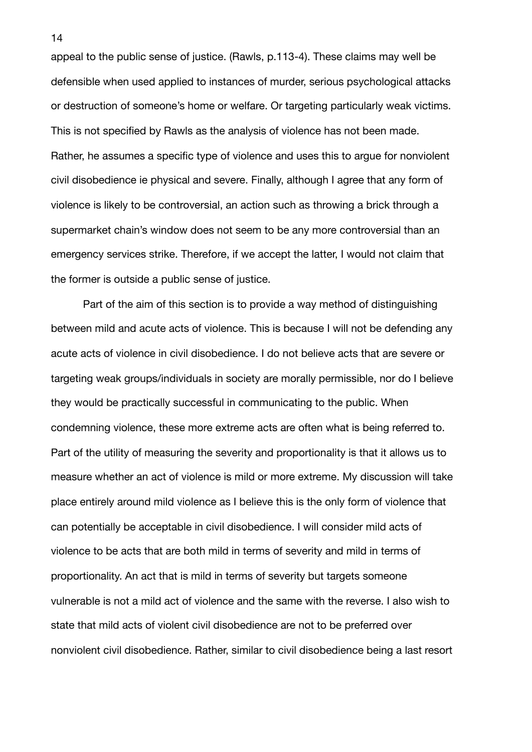appeal to the public sense of justice. (Rawls, p.113-4). These claims may well be defensible when used applied to instances of murder, serious psychological attacks or destruction of someone's home or welfare. Or targeting particularly weak victims. This is not specified by Rawls as the analysis of violence has not been made. Rather, he assumes a specific type of violence and uses this to argue for nonviolent civil disobedience ie physical and severe. Finally, although I agree that any form of violence is likely to be controversial, an action such as throwing a brick through a supermarket chain's window does not seem to be any more controversial than an emergency services strike. Therefore, if we accept the latter, I would not claim that the former is outside a public sense of justice.

Part of the aim of this section is to provide a way method of distinguishing between mild and acute acts of violence. This is because I will not be defending any acute acts of violence in civil disobedience. I do not believe acts that are severe or targeting weak groups/individuals in society are morally permissible, nor do I believe they would be practically successful in communicating to the public. When condemning violence, these more extreme acts are often what is being referred to. Part of the utility of measuring the severity and proportionality is that it allows us to measure whether an act of violence is mild or more extreme. My discussion will take place entirely around mild violence as I believe this is the only form of violence that can potentially be acceptable in civil disobedience. I will consider mild acts of violence to be acts that are both mild in terms of severity and mild in terms of proportionality. An act that is mild in terms of severity but targets someone vulnerable is not a mild act of violence and the same with the reverse. I also wish to state that mild acts of violent civil disobedience are not to be preferred over nonviolent civil disobedience. Rather, similar to civil disobedience being a last resort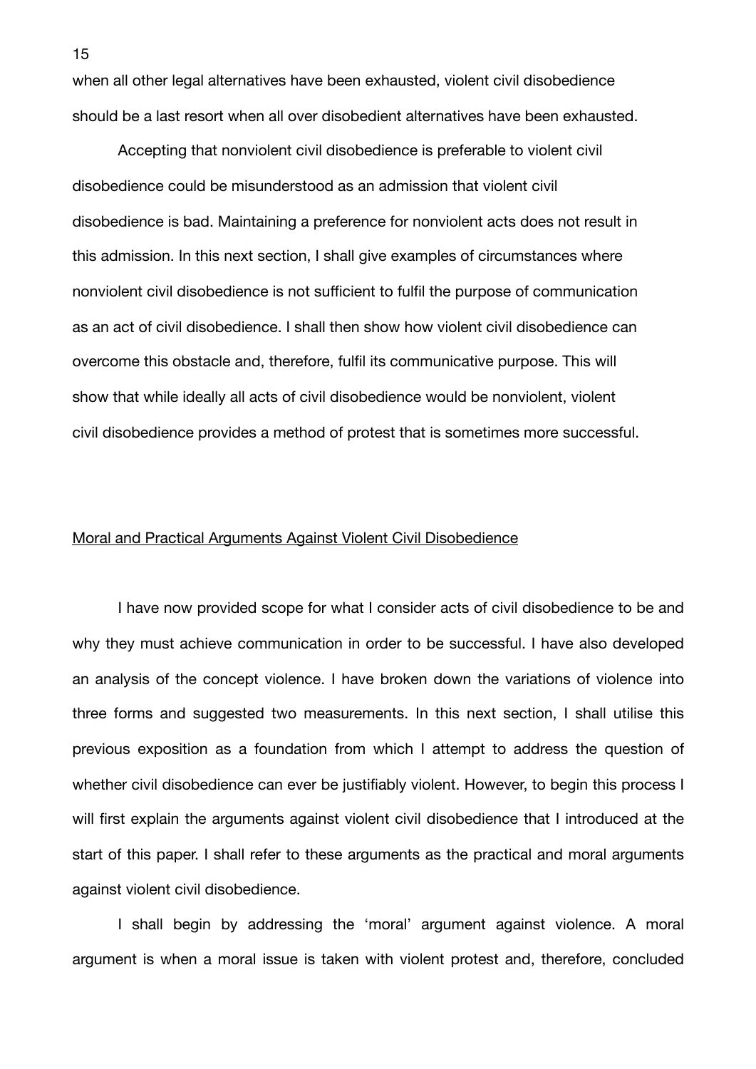when all other legal alternatives have been exhausted, violent civil disobedience should be a last resort when all over disobedient alternatives have been exhausted.

Accepting that nonviolent civil disobedience is preferable to violent civil disobedience could be misunderstood as an admission that violent civil disobedience is bad. Maintaining a preference for nonviolent acts does not result in this admission. In this next section, I shall give examples of circumstances where nonviolent civil disobedience is not sufficient to fulfil the purpose of communication as an act of civil disobedience. I shall then show how violent civil disobedience can overcome this obstacle and, therefore, fulfil its communicative purpose. This will show that while ideally all acts of civil disobedience would be nonviolent, violent civil disobedience provides a method of protest that is sometimes more successful.

## Moral and Practical Arguments Against Violent Civil Disobedience

I have now provided scope for what I consider acts of civil disobedience to be and why they must achieve communication in order to be successful. I have also developed an analysis of the concept violence. I have broken down the variations of violence into three forms and suggested two measurements. In this next section, I shall utilise this previous exposition as a foundation from which I attempt to address the question of whether civil disobedience can ever be justifiably violent. However, to begin this process I will first explain the arguments against violent civil disobedience that I introduced at the start of this paper. I shall refer to these arguments as the practical and moral arguments against violent civil disobedience.

I shall begin by addressing the 'moral' argument against violence. A moral argument is when a moral issue is taken with violent protest and, therefore, concluded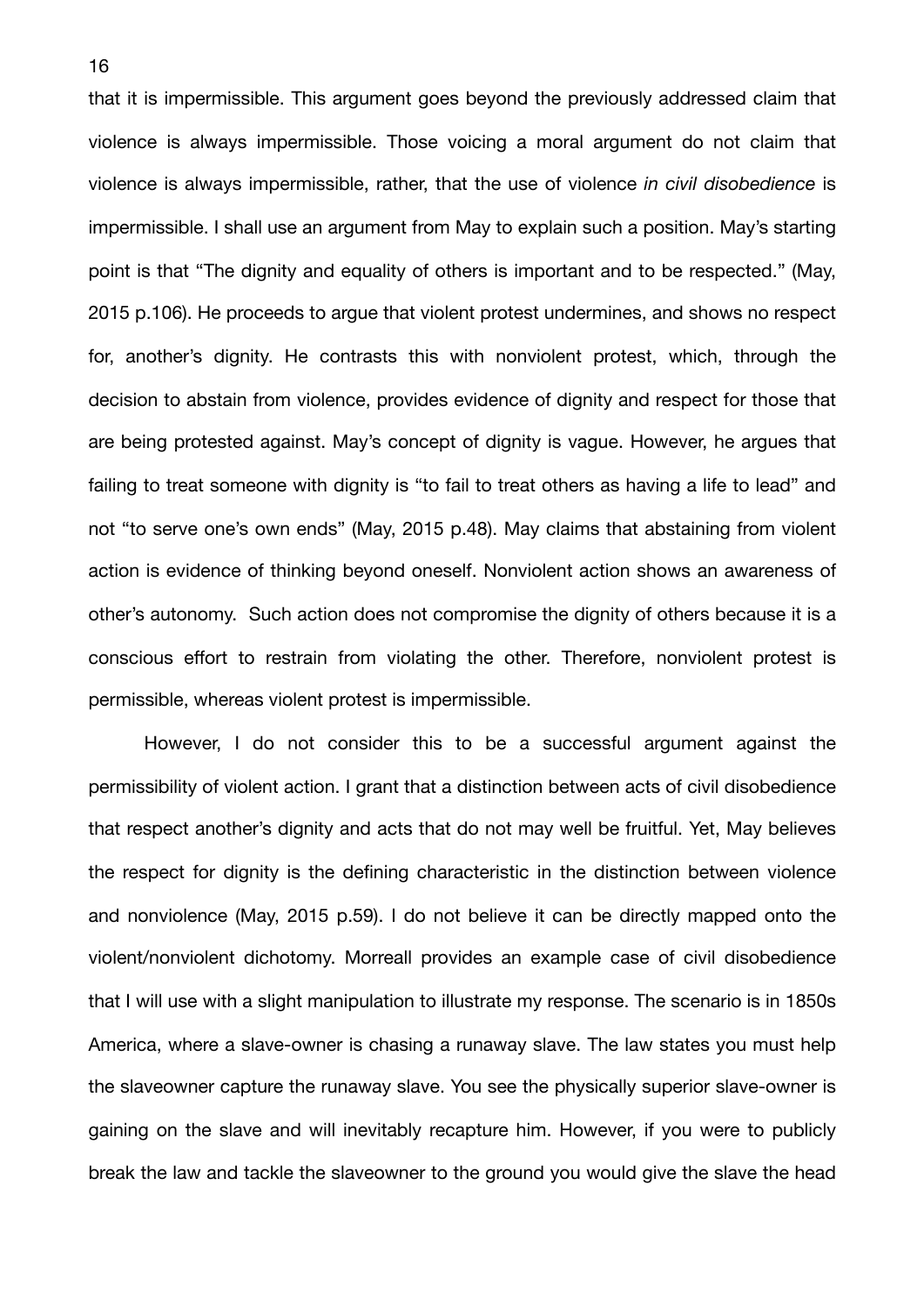that it is impermissible. This argument goes beyond the previously addressed claim that violence is always impermissible. Those voicing a moral argument do not claim that violence is always impermissible, rather, that the use of violence *in civil disobedience* is impermissible. I shall use an argument from May to explain such a position. May's starting point is that "The dignity and equality of others is important and to be respected." (May, 2015 p.106). He proceeds to argue that violent protest undermines, and shows no respect for, another's dignity. He contrasts this with nonviolent protest, which, through the decision to abstain from violence, provides evidence of dignity and respect for those that are being protested against. May's concept of dignity is vague. However, he argues that failing to treat someone with dignity is "to fail to treat others as having a life to lead" and not "to serve one's own ends" (May, 2015 p.48). May claims that abstaining from violent action is evidence of thinking beyond oneself. Nonviolent action shows an awareness of other's autonomy. Such action does not compromise the dignity of others because it is a conscious effort to restrain from violating the other. Therefore, nonviolent protest is permissible, whereas violent protest is impermissible.

However, I do not consider this to be a successful argument against the permissibility of violent action. I grant that a distinction between acts of civil disobedience that respect another's dignity and acts that do not may well be fruitful. Yet, May believes the respect for dignity is the defining characteristic in the distinction between violence and nonviolence (May, 2015 p.59). I do not believe it can be directly mapped onto the violent/nonviolent dichotomy. Morreall provides an example case of civil disobedience that I will use with a slight manipulation to illustrate my response. The scenario is in 1850s America, where a slave-owner is chasing a runaway slave. The law states you must help the slaveowner capture the runaway slave. You see the physically superior slave-owner is gaining on the slave and will inevitably recapture him. However, if you were to publicly break the law and tackle the slaveowner to the ground you would give the slave the head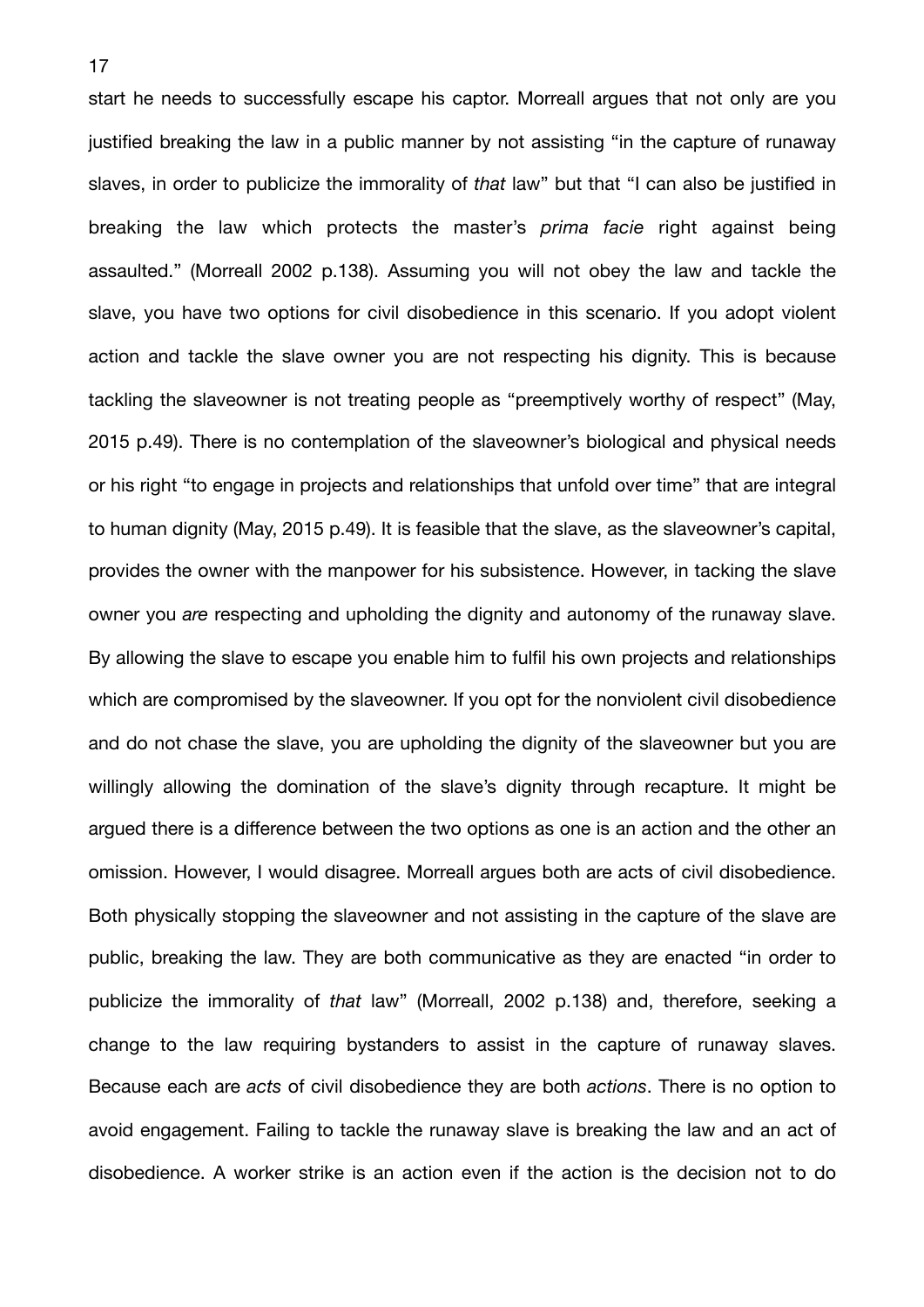start he needs to successfully escape his captor. Morreall argues that not only are you justified breaking the law in a public manner by not assisting "in the capture of runaway slaves, in order to publicize the immorality of *that* law" but that "I can also be justified in breaking the law which protects the master's *prima facie* right against being assaulted." (Morreall 2002 p.138). Assuming you will not obey the law and tackle the slave, you have two options for civil disobedience in this scenario. If you adopt violent action and tackle the slave owner you are not respecting his dignity. This is because tackling the slaveowner is not treating people as "preemptively worthy of respect" (May, 2015 p.49). There is no contemplation of the slaveowner's biological and physical needs or his right "to engage in projects and relationships that unfold over time" that are integral to human dignity (May, 2015 p.49). It is feasible that the slave, as the slaveowner's capital, provides the owner with the manpower for his subsistence. However, in tacking the slave owner you *are* respecting and upholding the dignity and autonomy of the runaway slave. By allowing the slave to escape you enable him to fulfil his own projects and relationships which are compromised by the slaveowner. If you opt for the nonviolent civil disobedience and do not chase the slave, you are upholding the dignity of the slaveowner but you are willingly allowing the domination of the slave's dignity through recapture. It might be argued there is a difference between the two options as one is an action and the other an omission. However, I would disagree. Morreall argues both are acts of civil disobedience. Both physically stopping the slaveowner and not assisting in the capture of the slave are public, breaking the law. They are both communicative as they are enacted "in order to publicize the immorality of *that* law" (Morreall, 2002 p.138) and, therefore, seeking a change to the law requiring bystanders to assist in the capture of runaway slaves. Because each are *acts* of civil disobedience they are both *actions*. There is no option to avoid engagement. Failing to tackle the runaway slave is breaking the law and an act of disobedience. A worker strike is an action even if the action is the decision not to do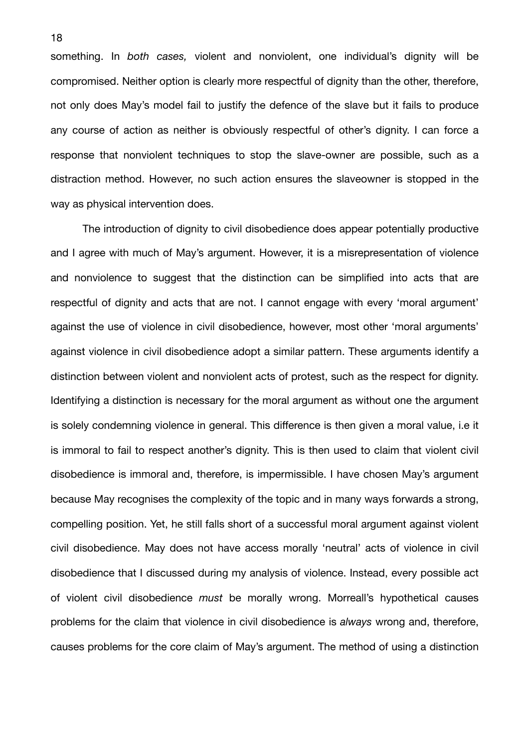something. In *both cases,* violent and nonviolent, one individual's dignity will be compromised. Neither option is clearly more respectful of dignity than the other, therefore, not only does May's model fail to justify the defence of the slave but it fails to produce any course of action as neither is obviously respectful of other's dignity. I can force a response that nonviolent techniques to stop the slave-owner are possible, such as a distraction method. However, no such action ensures the slaveowner is stopped in the way as physical intervention does.

The introduction of dignity to civil disobedience does appear potentially productive and I agree with much of May's argument. However, it is a misrepresentation of violence and nonviolence to suggest that the distinction can be simplified into acts that are respectful of dignity and acts that are not. I cannot engage with every 'moral argument' against the use of violence in civil disobedience, however, most other 'moral arguments' against violence in civil disobedience adopt a similar pattern. These arguments identify a distinction between violent and nonviolent acts of protest, such as the respect for dignity. Identifying a distinction is necessary for the moral argument as without one the argument is solely condemning violence in general. This difference is then given a moral value, i.e it is immoral to fail to respect another's dignity. This is then used to claim that violent civil disobedience is immoral and, therefore, is impermissible. I have chosen May's argument because May recognises the complexity of the topic and in many ways forwards a strong, compelling position. Yet, he still falls short of a successful moral argument against violent civil disobedience. May does not have access morally 'neutral' acts of violence in civil disobedience that I discussed during my analysis of violence. Instead, every possible act of violent civil disobedience *must* be morally wrong. Morreall's hypothetical causes problems for the claim that violence in civil disobedience is *always* wrong and, therefore, causes problems for the core claim of May's argument. The method of using a distinction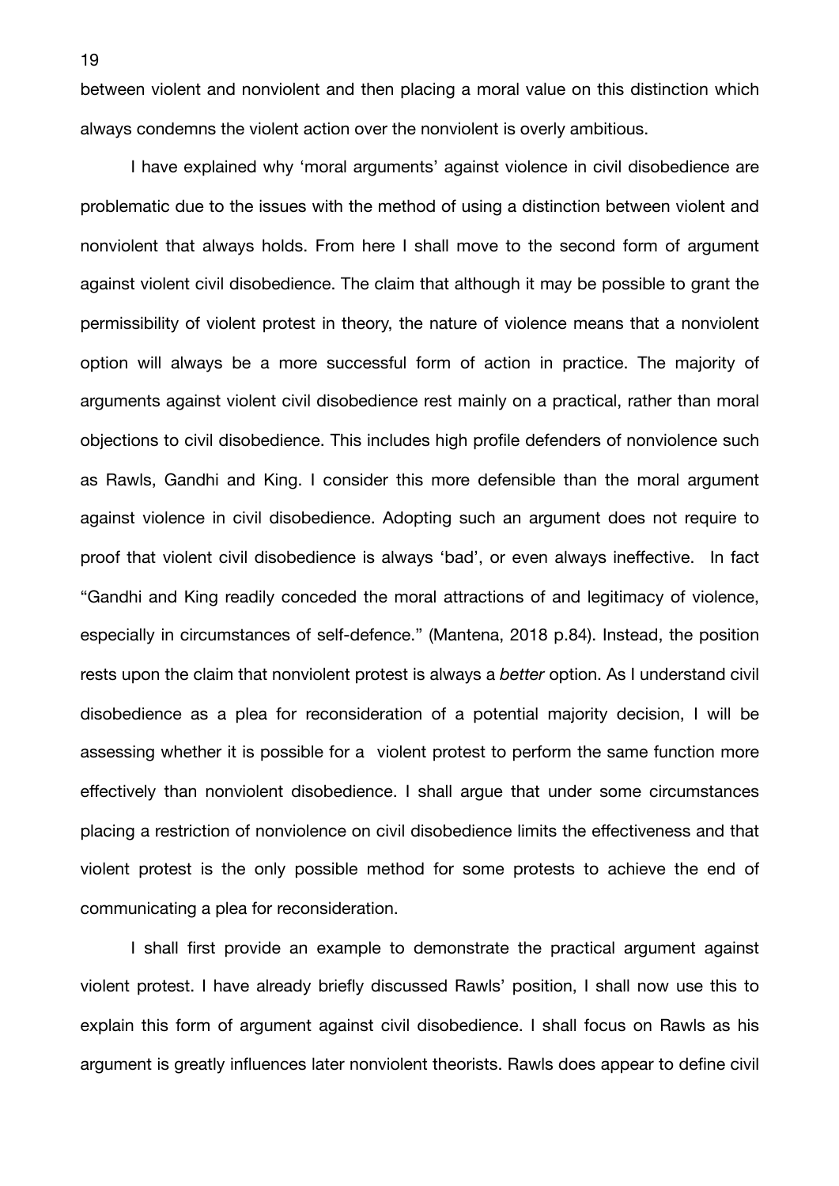between violent and nonviolent and then placing a moral value on this distinction which always condemns the violent action over the nonviolent is overly ambitious.

I have explained why 'moral arguments' against violence in civil disobedience are problematic due to the issues with the method of using a distinction between violent and nonviolent that always holds. From here I shall move to the second form of argument against violent civil disobedience. The claim that although it may be possible to grant the permissibility of violent protest in theory, the nature of violence means that a nonviolent option will always be a more successful form of action in practice. The majority of arguments against violent civil disobedience rest mainly on a practical, rather than moral objections to civil disobedience. This includes high profile defenders of nonviolence such as Rawls, Gandhi and King. I consider this more defensible than the moral argument against violence in civil disobedience. Adopting such an argument does not require to proof that violent civil disobedience is always 'bad', or even always ineffective. In fact "Gandhi and King readily conceded the moral attractions of and legitimacy of violence, especially in circumstances of self-defence." (Mantena, 2018 p.84). Instead, the position rests upon the claim that nonviolent protest is always a *better* option. As I understand civil disobedience as a plea for reconsideration of a potential majority decision, I will be assessing whether it is possible for a violent protest to perform the same function more effectively than nonviolent disobedience. I shall argue that under some circumstances placing a restriction of nonviolence on civil disobedience limits the effectiveness and that violent protest is the only possible method for some protests to achieve the end of communicating a plea for reconsideration.

I shall first provide an example to demonstrate the practical argument against violent protest. I have already briefly discussed Rawls' position, I shall now use this to explain this form of argument against civil disobedience. I shall focus on Rawls as his argument is greatly influences later nonviolent theorists. Rawls does appear to define civil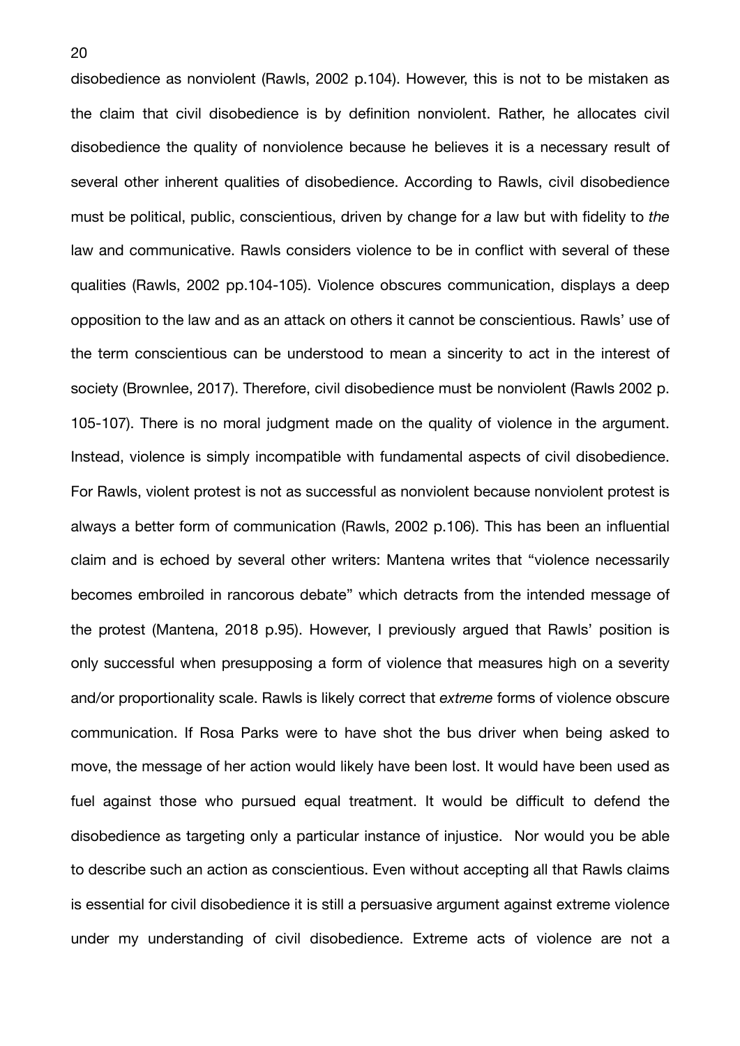disobedience as nonviolent (Rawls, 2002 p.104). However, this is not to be mistaken as the claim that civil disobedience is by definition nonviolent. Rather, he allocates civil disobedience the quality of nonviolence because he believes it is a necessary result of several other inherent qualities of disobedience. According to Rawls, civil disobedience must be political, public, conscientious, driven by change for *a* law but with fidelity to *the* law and communicative. Rawls considers violence to be in conflict with several of these qualities (Rawls, 2002 pp.104-105). Violence obscures communication, displays a deep opposition to the law and as an attack on others it cannot be conscientious. Rawls' use of the term conscientious can be understood to mean a sincerity to act in the interest of society (Brownlee, 2017). Therefore, civil disobedience must be nonviolent (Rawls 2002 p. 105-107). There is no moral judgment made on the quality of violence in the argument. Instead, violence is simply incompatible with fundamental aspects of civil disobedience. For Rawls, violent protest is not as successful as nonviolent because nonviolent protest is always a better form of communication (Rawls, 2002 p.106). This has been an influential claim and is echoed by several other writers: Mantena writes that "violence necessarily becomes embroiled in rancorous debate" which detracts from the intended message of the protest (Mantena, 2018 p.95). However, I previously argued that Rawls' position is only successful when presupposing a form of violence that measures high on a severity and/or proportionality scale. Rawls is likely correct that *extreme* forms of violence obscure communication. If Rosa Parks were to have shot the bus driver when being asked to move, the message of her action would likely have been lost. It would have been used as fuel against those who pursued equal treatment. It would be difficult to defend the disobedience as targeting only a particular instance of injustice. Nor would you be able to describe such an action as conscientious. Even without accepting all that Rawls claims is essential for civil disobedience it is still a persuasive argument against extreme violence under my understanding of civil disobedience. Extreme acts of violence are not a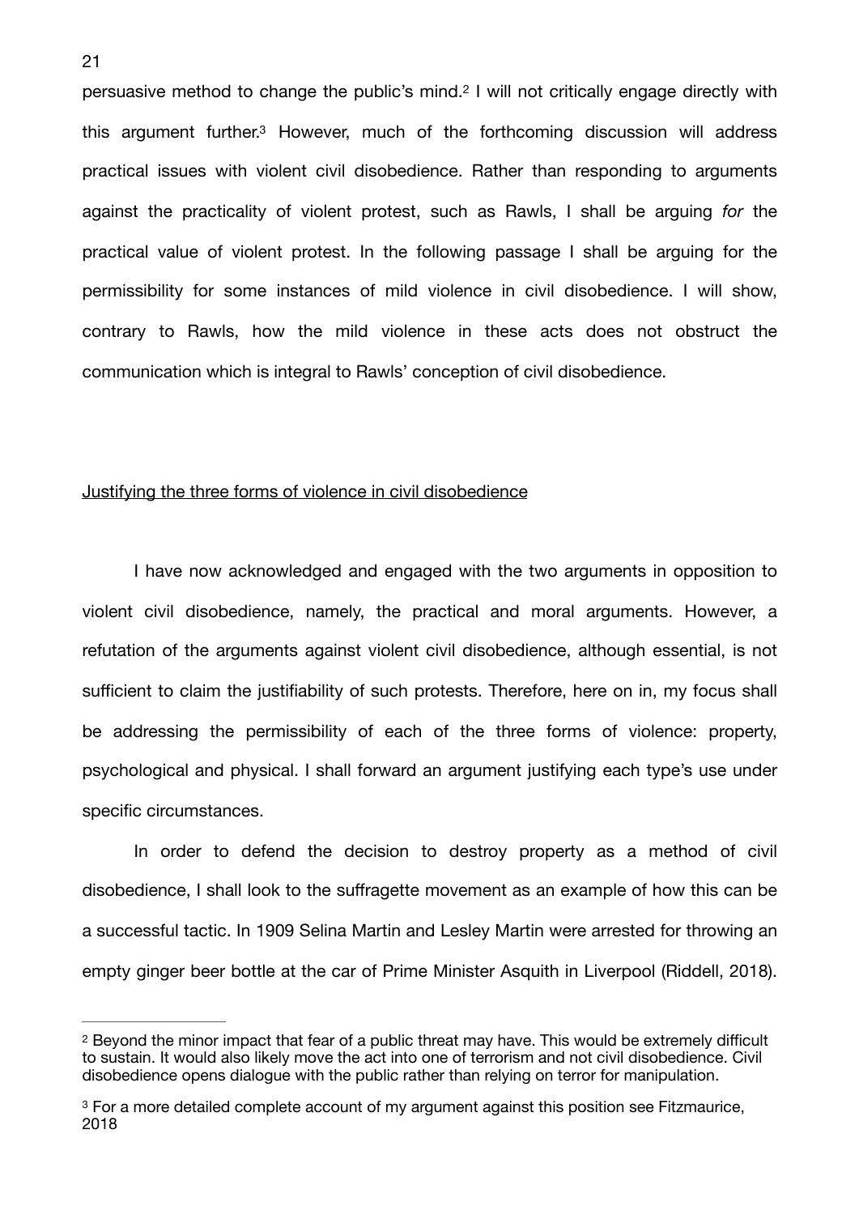persuasive method to change the public's mind.[2] I will not critically engage directly with this argument further.[3] However, much of the forthcoming discussion will address practical issues with violent civil disobedience. Rather than responding to arguments against the practicality of violent protest, such as Rawls, I shall be arguing *for* the practical value of violent protest. In the following passage I shall be arguing for the permissibility for some instances of mild violence in civil disobedience. I will show, contrary to Rawls, how the mild violence in these acts does not obstruct the communication which is integral to Rawls' conception of civil disobedience.

## Justifying the three forms of violence in civil disobedience

I have now acknowledged and engaged with the two arguments in opposition to violent civil disobedience, namely, the practical and moral arguments. However, a refutation of the arguments against violent civil disobedience, although essential, is not sufficient to claim the justifiability of such protests. Therefore, here on in, my focus shall be addressing the permissibility of each of the three forms of violence: property, psychological and physical. I shall forward an argument justifying each type's use under specific circumstances.

In order to defend the decision to destroy property as a method of civil disobedience, I shall look to the suffragette movement as an example of how this can be a successful tactic. In 1909 Selina Martin and Lesley Martin were arrested for throwing an empty ginger beer bottle at the car of Prime Minister Asquith in Liverpool (Riddell, 2018).

---

[2] Beyond the minor impact that fear of a public threat may have. This would be extremely difficult to sustain. It would also likely move the act into one of terrorism and not civil disobedience. Civil disobedience opens dialogue with the public rather than relying on terror for manipulation.

[3] For a more detailed complete account of my argument against this position see Fitzmaurice, 2018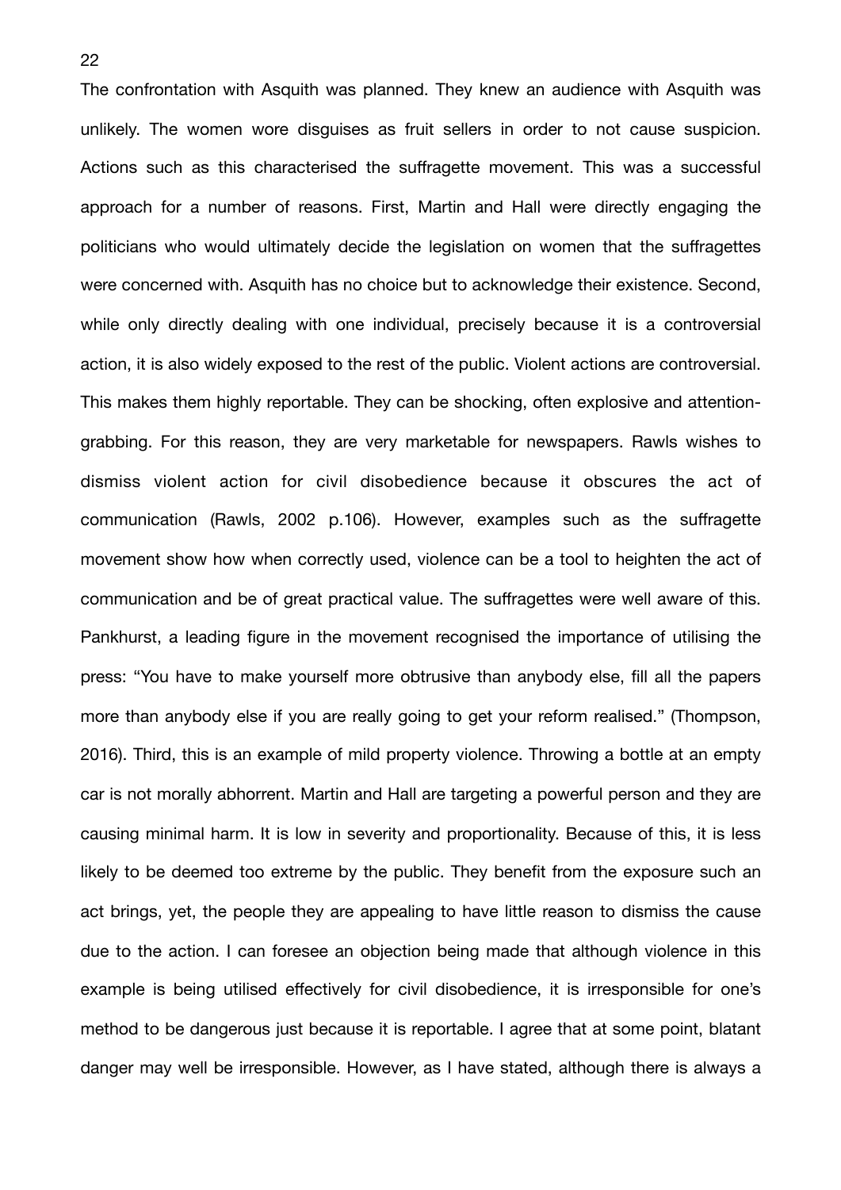The confrontation with Asquith was planned. They knew an audience with Asquith was unlikely. The women wore disguises as fruit sellers in order to not cause suspicion. Actions such as this characterised the suffragette movement. This was a successful approach for a number of reasons. First, Martin and Hall were directly engaging the politicians who would ultimately decide the legislation on women that the suffragettes were concerned with. Asquith has no choice but to acknowledge their existence. Second, while only directly dealing with one individual, precisely because it is a controversial action, it is also widely exposed to the rest of the public. Violent actions are controversial. This makes them highly reportable. They can be shocking, often explosive and attention-grabbing. For this reason, they are very marketable for newspapers. Rawls wishes to dismiss violent action for civil disobedience because it obscures the act of communication (Rawls, 2002 p.106). However, examples such as the suffragette movement show how when correctly used, violence can be a tool to heighten the act of communication and be of great practical value. The suffragettes were well aware of this. Pankhurst, a leading figure in the movement recognised the importance of utilising the press: "You have to make yourself more obtrusive than anybody else, fill all the papers more than anybody else if you are really going to get your reform realised." (Thompson, 2016). Third, this is an example of mild property violence. Throwing a bottle at an empty car is not morally abhorrent. Martin and Hall are targeting a powerful person and they are causing minimal harm. It is low in severity and proportionality. Because of this, it is less likely to be deemed too extreme by the public. They benefit from the exposure such an act brings, yet, the people they are appealing to have little reason to dismiss the cause due to the action. I can foresee an objection being made that although violence in this example is being utilised effectively for civil disobedience, it is irresponsible for one's method to be dangerous just because it is reportable. I agree that at some point, blatant danger may well be irresponsible. However, as I have stated, although there is always a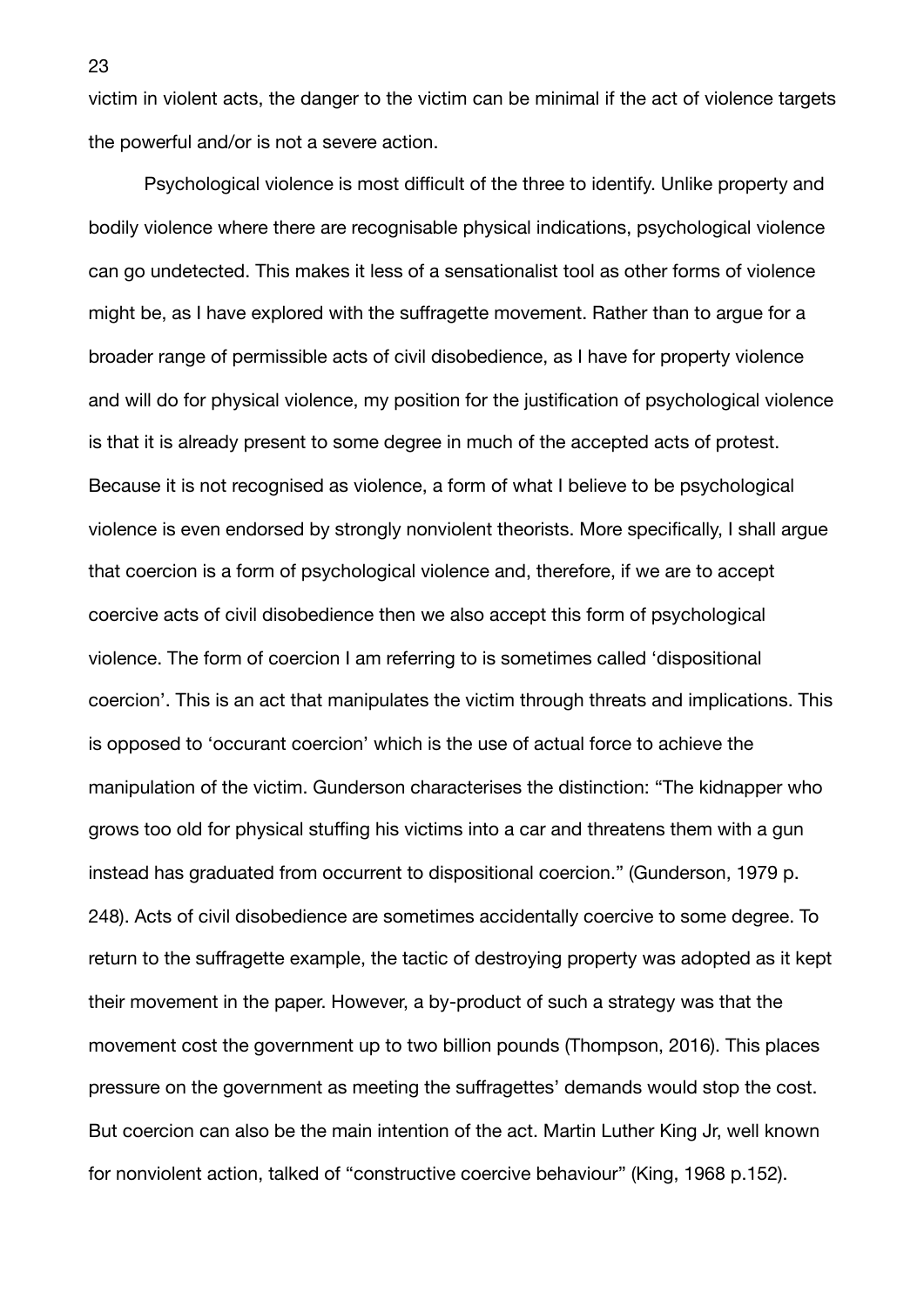victim in violent acts, the danger to the victim can be minimal if the act of violence targets the powerful and/or is not a severe action.

Psychological violence is most difficult of the three to identify. Unlike property and bodily violence where there are recognisable physical indications, psychological violence can go undetected. This makes it less of a sensationalist tool as other forms of violence might be, as I have explored with the suffragette movement. Rather than to argue for a broader range of permissible acts of civil disobedience, as I have for property violence and will do for physical violence, my position for the justification of psychological violence is that it is already present to some degree in much of the accepted acts of protest. Because it is not recognised as violence, a form of what I believe to be psychological violence is even endorsed by strongly nonviolent theorists. More specifically, I shall argue that coercion is a form of psychological violence and, therefore, if we are to accept coercive acts of civil disobedience then we also accept this form of psychological violence. The form of coercion I am referring to is sometimes called 'dispositional coercion'. This is an act that manipulates the victim through threats and implications. This is opposed to 'occurant coercion' which is the use of actual force to achieve the manipulation of the victim. Gunderson characterises the distinction: "The kidnapper who grows too old for physical stuffing his victims into a car and threatens them with a gun instead has graduated from occurrent to dispositional coercion." (Gunderson, 1979 p. 248). Acts of civil disobedience are sometimes accidentally coercive to some degree. To return to the suffragette example, the tactic of destroying property was adopted as it kept their movement in the paper. However, a by-product of such a strategy was that the movement cost the government up to two billion pounds (Thompson, 2016). This places pressure on the government as meeting the suffragettes' demands would stop the cost. But coercion can also be the main intention of the act. Martin Luther King Jr, well known for nonviolent action, talked of "constructive coercive behaviour" (King, 1968 p.152).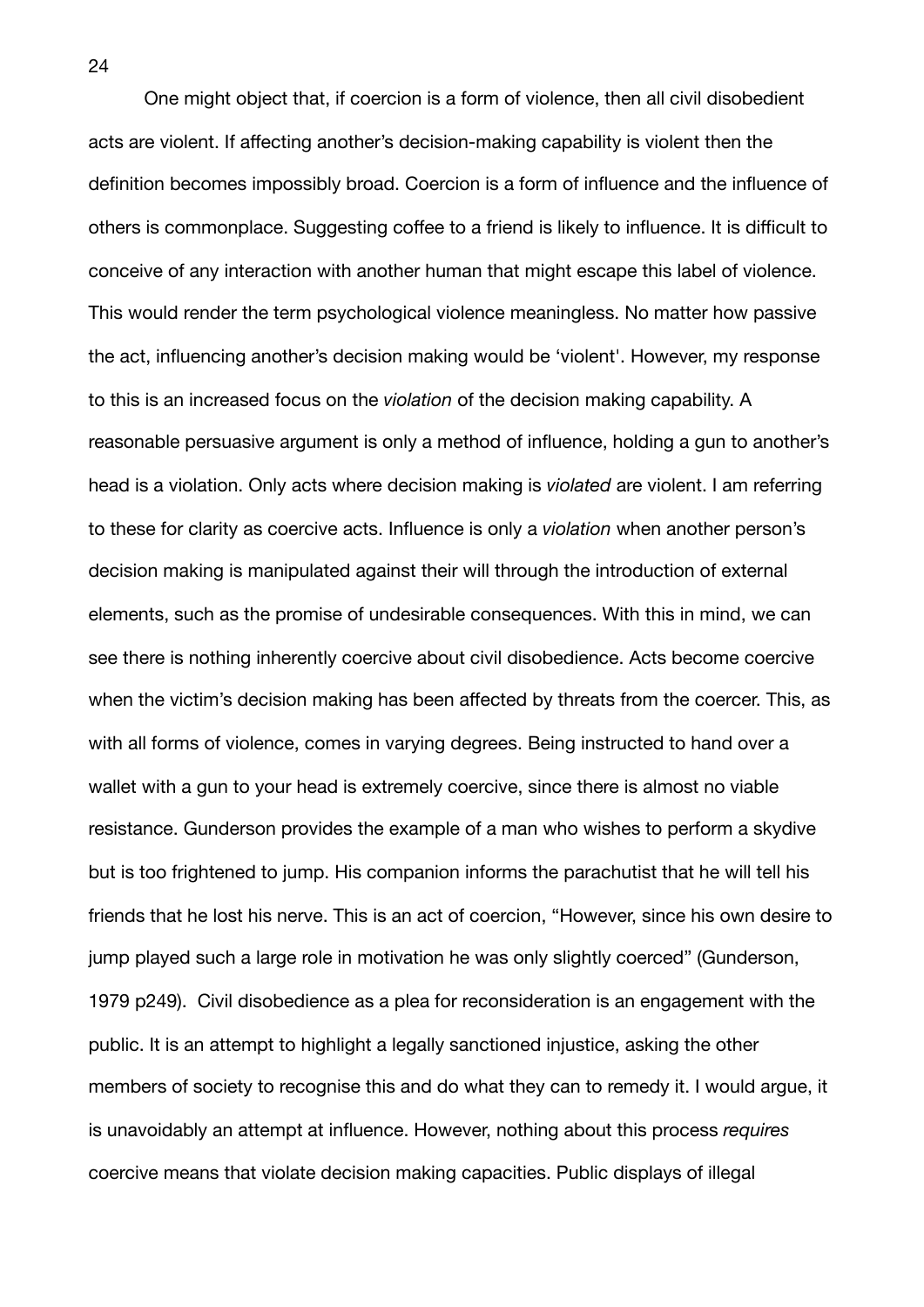One might object that, if coercion is a form of violence, then all civil disobedient acts are violent. If affecting another's decision-making capability is violent then the definition becomes impossibly broad. Coercion is a form of influence and the influence of others is commonplace. Suggesting coffee to a friend is likely to influence. It is difficult to conceive of any interaction with another human that might escape this label of violence. This would render the term psychological violence meaningless. No matter how passive the act, influencing another's decision making would be 'violent'. However, my response to this is an increased focus on the *violation* of the decision making capability. A reasonable persuasive argument is only a method of influence, holding a gun to another's head is a violation. Only acts where decision making is *violated* are violent. I am referring to these for clarity as coercive acts. Influence is only a *violation* when another person's decision making is manipulated against their will through the introduction of external elements, such as the promise of undesirable consequences. With this in mind, we can see there is nothing inherently coercive about civil disobedience. Acts become coercive when the victim's decision making has been affected by threats from the coercer. This, as with all forms of violence, comes in varying degrees. Being instructed to hand over a wallet with a gun to your head is extremely coercive, since there is almost no viable resistance. Gunderson provides the example of a man who wishes to perform a skydive but is too frightened to jump. His companion informs the parachutist that he will tell his friends that he lost his nerve. This is an act of coercion, "However, since his own desire to jump played such a large role in motivation he was only slightly coerced" (Gunderson, 1979 p249). Civil disobedience as a plea for reconsideration is an engagement with the public. It is an attempt to highlight a legally sanctioned injustice, asking the other members of society to recognise this and do what they can to remedy it. I would argue, it is unavoidably an attempt at influence. However, nothing about this process *requires* coercive means that violate decision making capacities. Public displays of illegal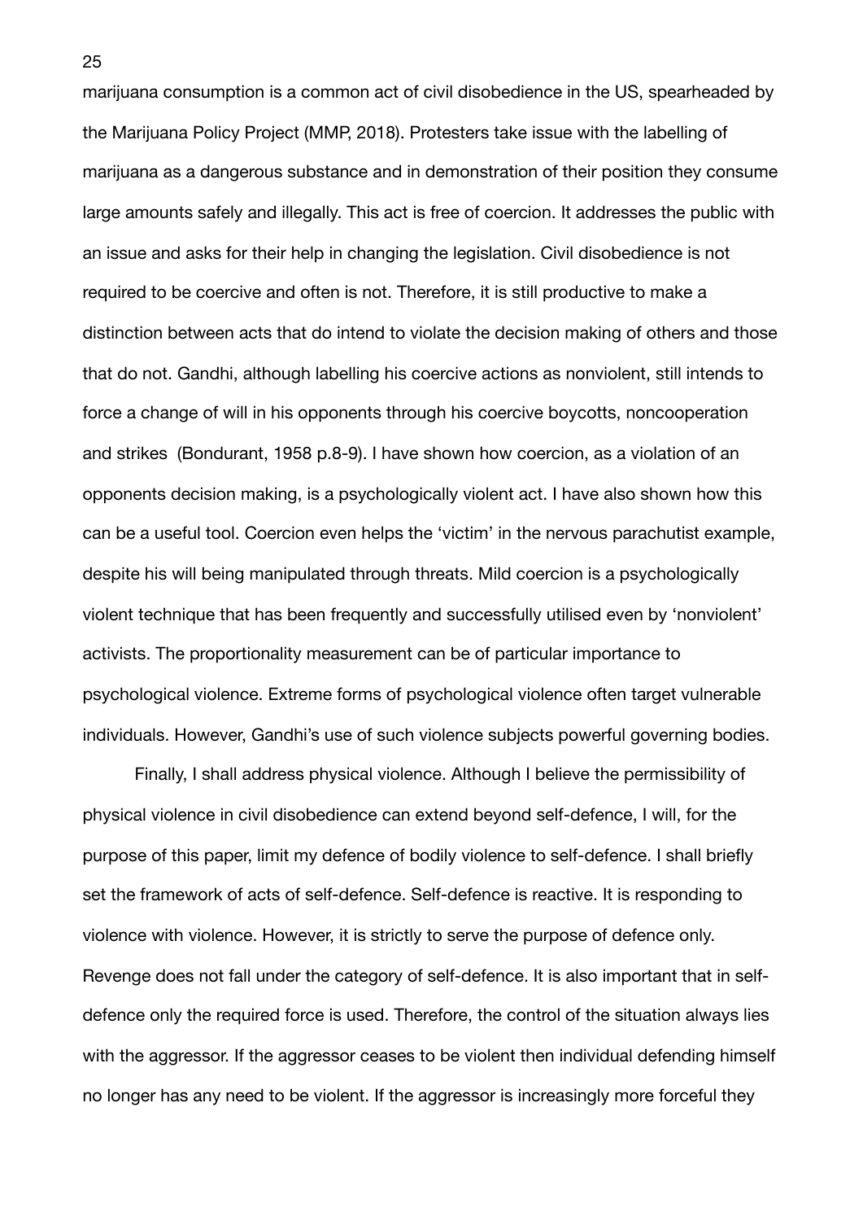marijuana consumption is a common act of civil disobedience in the US, spearheaded by the Marijuana Policy Project (MMP, 2018). Protesters take issue with the labelling of marijuana as a dangerous substance and in demonstration of their position they consume large amounts safely and illegally. This act is free of coercion. It addresses the public with an issue and asks for their help in changing the legislation. Civil disobedience is not required to be coercive and often is not. Therefore, it is still productive to make a distinction between acts that do intend to violate the decision making of others and those that do not. Gandhi, although labelling his coercive actions as nonviolent, still intends to force a change of will in his opponents through his coercive boycotts, noncooperation and strikes (Bondurant, 1958 p.8-9). I have shown how coercion, as a violation of an opponents decision making, is a psychologically violent act. I have also shown how this can be a useful tool. Coercion even helps the 'victim' in the nervous parachutist example, despite his will being manipulated through threats. Mild coercion is a psychologically violent technique that has been frequently and successfully utilised even by 'nonviolent' activists. The proportionality measurement can be of particular importance to psychological violence. Extreme forms of psychological violence often target vulnerable individuals. However, Gandhi's use of such violence subjects powerful governing bodies.

Finally, I shall address physical violence. Although I believe the permissibility of physical violence in civil disobedience can extend beyond self-defence, I will, for the purpose of this paper, limit my defence of bodily violence to self-defence. I shall briefly set the framework of acts of self-defence. Self-defence is reactive. It is responding to violence with violence. However, it is strictly to serve the purpose of defence only. Revenge does not fall under the category of self-defence. It is also important that in self-defence only the required force is used. Therefore, the control of the situation always lies with the aggressor. If the aggressor ceases to be violent then individual defending himself no longer has any need to be violent. If the aggressor is increasingly more forceful they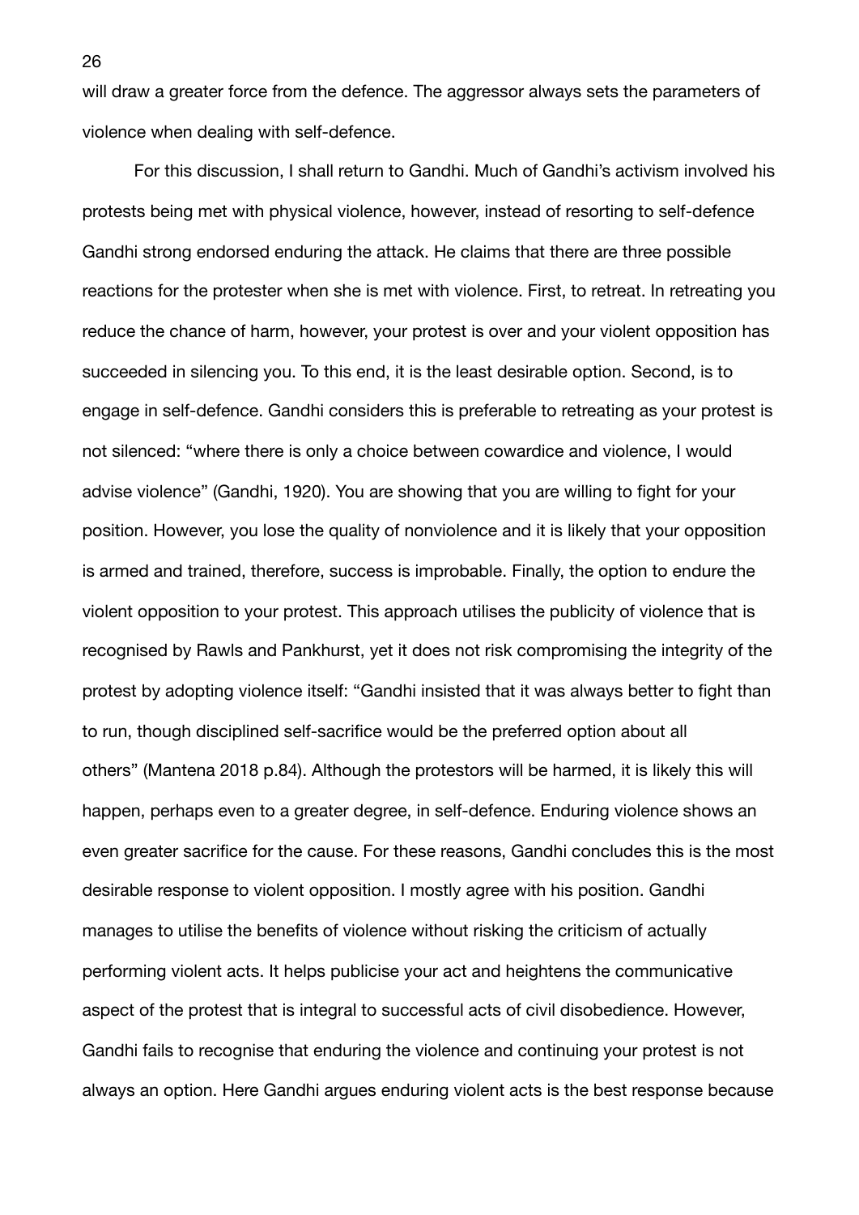will draw a greater force from the defence. The aggressor always sets the parameters of violence when dealing with self-defence.

For this discussion, I shall return to Gandhi. Much of Gandhi's activism involved his protests being met with physical violence, however, instead of resorting to self-defence Gandhi strong endorsed enduring the attack. He claims that there are three possible reactions for the protester when she is met with violence. First, to retreat. In retreating you reduce the chance of harm, however, your protest is over and your violent opposition has succeeded in silencing you. To this end, it is the least desirable option. Second, is to engage in self-defence. Gandhi considers this is preferable to retreating as your protest is not silenced: "where there is only a choice between cowardice and violence, I would advise violence" (Gandhi, 1920). You are showing that you are willing to fight for your position. However, you lose the quality of nonviolence and it is likely that your opposition is armed and trained, therefore, success is improbable. Finally, the option to endure the violent opposition to your protest. This approach utilises the publicity of violence that is recognised by Rawls and Pankhurst, yet it does not risk compromising the integrity of the protest by adopting violence itself: "Gandhi insisted that it was always better to fight than to run, though disciplined self-sacrifice would be the preferred option about all others" (Mantena 2018 p.84). Although the protestors will be harmed, it is likely this will happen, perhaps even to a greater degree, in self-defence. Enduring violence shows an even greater sacrifice for the cause. For these reasons, Gandhi concludes this is the most desirable response to violent opposition. I mostly agree with his position. Gandhi manages to utilise the benefits of violence without risking the criticism of actually performing violent acts. It helps publicise your act and heightens the communicative aspect of the protest that is integral to successful acts of civil disobedience. However, Gandhi fails to recognise that enduring the violence and continuing your protest is not always an option. Here Gandhi argues enduring violent acts is the best response because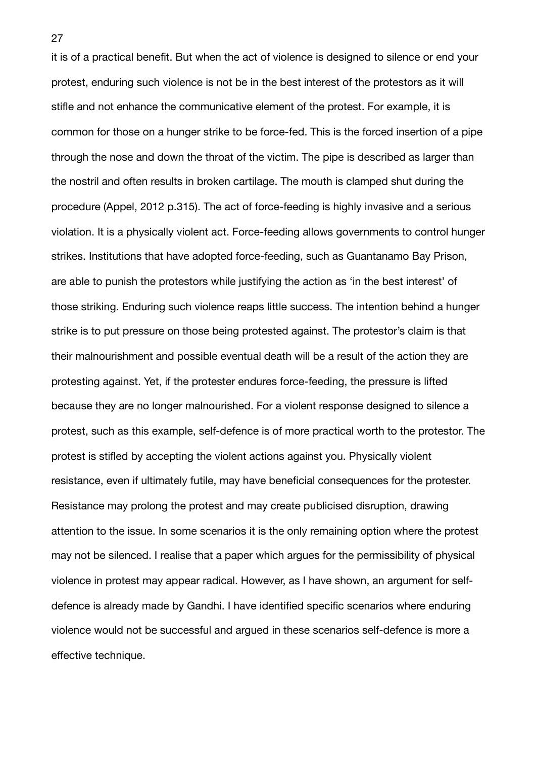it is of a practical benefit. But when the act of violence is designed to silence or end your protest, enduring such violence is not be in the best interest of the protestors as it will stifle and not enhance the communicative element of the protest. For example, it is common for those on a hunger strike to be force-fed. This is the forced insertion of a pipe through the nose and down the throat of the victim. The pipe is described as larger than the nostril and often results in broken cartilage. The mouth is clamped shut during the procedure (Appel, 2012 p.315). The act of force-feeding is highly invasive and a serious violation. It is a physically violent act. Force-feeding allows governments to control hunger strikes. Institutions that have adopted force-feeding, such as Guantanamo Bay Prison, are able to punish the protestors while justifying the action as 'in the best interest' of those striking. Enduring such violence reaps little success. The intention behind a hunger strike is to put pressure on those being protested against. The protestor's claim is that their malnourishment and possible eventual death will be a result of the action they are protesting against. Yet, if the protester endures force-feeding, the pressure is lifted because they are no longer malnourished. For a violent response designed to silence a protest, such as this example, self-defence is of more practical worth to the protestor. The protest is stifled by accepting the violent actions against you. Physically violent resistance, even if ultimately futile, may have beneficial consequences for the protester. Resistance may prolong the protest and may create publicised disruption, drawing attention to the issue. In some scenarios it is the only remaining option where the protest may not be silenced. I realise that a paper which argues for the permissibility of physical violence in protest may appear radical. However, as I have shown, an argument for self-defence is already made by Gandhi. I have identified specific scenarios where enduring violence would not be successful and argued in these scenarios self-defence is more a effective technique.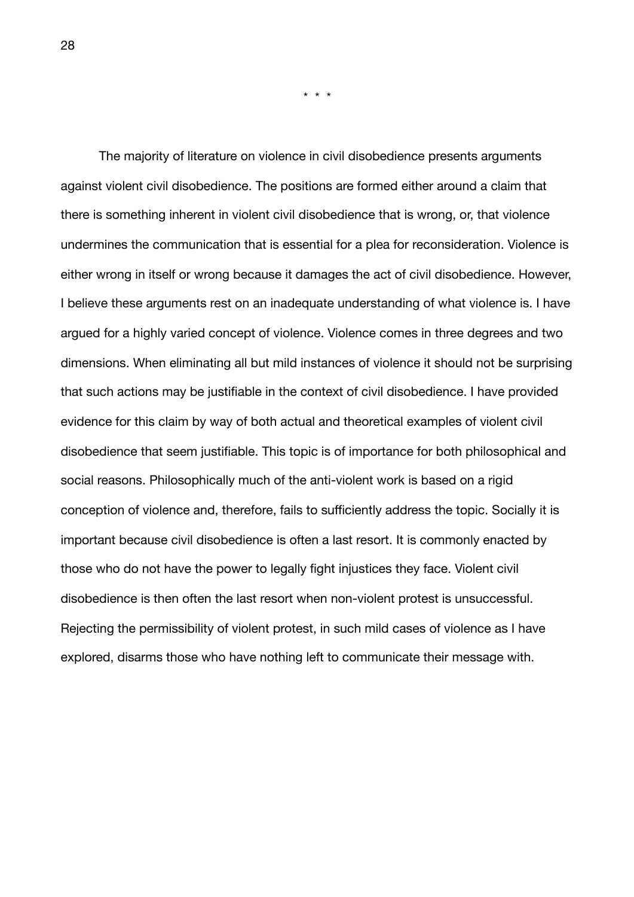\* \* \*

The majority of literature on violence in civil disobedience presents arguments against violent civil disobedience. The positions are formed either around a claim that there is something inherent in violent civil disobedience that is wrong, or, that violence undermines the communication that is essential for a plea for reconsideration. Violence is either wrong in itself or wrong because it damages the act of civil disobedience. However, I believe these arguments rest on an inadequate understanding of what violence is. I have argued for a highly varied concept of violence. Violence comes in three degrees and two dimensions. When eliminating all but mild instances of violence it should not be surprising that such actions may be justifiable in the context of civil disobedience. I have provided evidence for this claim by way of both actual and theoretical examples of violent civil disobedience that seem justifiable. This topic is of importance for both philosophical and social reasons. Philosophically much of the anti-violent work is based on a rigid conception of violence and, therefore, fails to sufficiently address the topic. Socially it is important because civil disobedience is often a last resort. It is commonly enacted by those who do not have the power to legally fight injustices they face. Violent civil disobedience is then often the last resort when non-violent protest is unsuccessful. Rejecting the permissibility of violent protest, in such mild cases of violence as I have explored, disarms those who have nothing left to communicate their message with.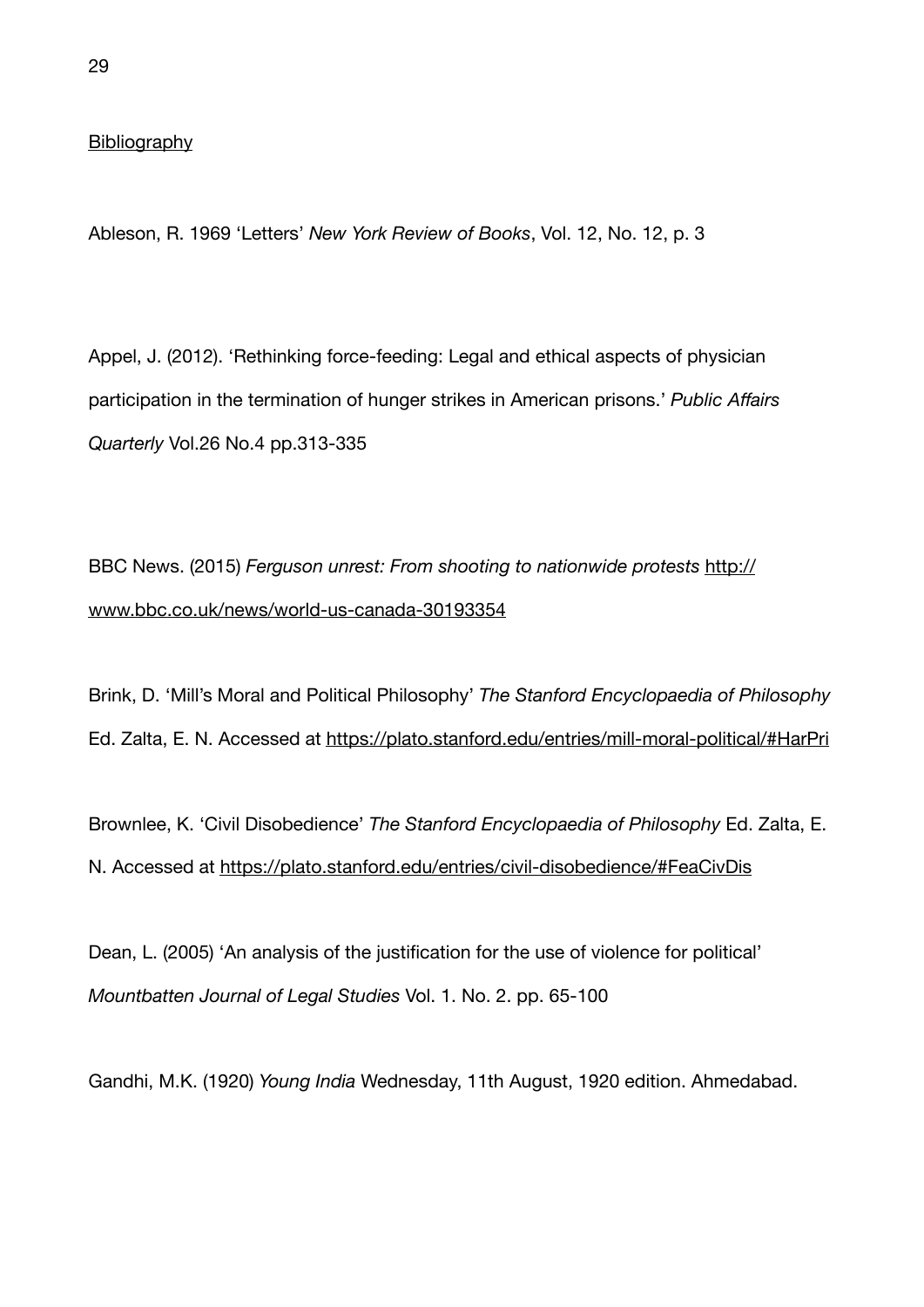Bibliography

Ableson, R. 1969 'Letters' *New York Review of Books*, Vol. 12, No. 12, p. 3

Appel, J. (2012). 'Rethinking force-feeding: Legal and ethical aspects of physician participation in the termination of hunger strikes in American prisons.' *Public Affairs Quarterly* Vol.26 No.4 pp.313-335

BBC News. (2015) *Ferguson unrest: From shooting to nationwide protests* http://www.bbc.co.uk/news/world-us-canada-30193354

Brink, D. 'Mill's Moral and Political Philosophy' *The Stanford Encyclopaedia of Philosophy* Ed. Zalta, E. N. Accessed at https://plato.stanford.edu/entries/mill-moral-political/#HarPri

Brownlee, K. 'Civil Disobedience' *The Stanford Encyclopaedia of Philosophy* Ed. Zalta, E. N. Accessed at https://plato.stanford.edu/entries/civil-disobedience/#FeaCivDis

Dean, L. (2005) 'An analysis of the justification for the use of violence for political' *Mountbatten Journal of Legal Studies* Vol. 1. No. 2. pp. 65-100

Gandhi, M.K. (1920) *Young India* Wednesday, 11th August, 1920 edition. Ahmedabad.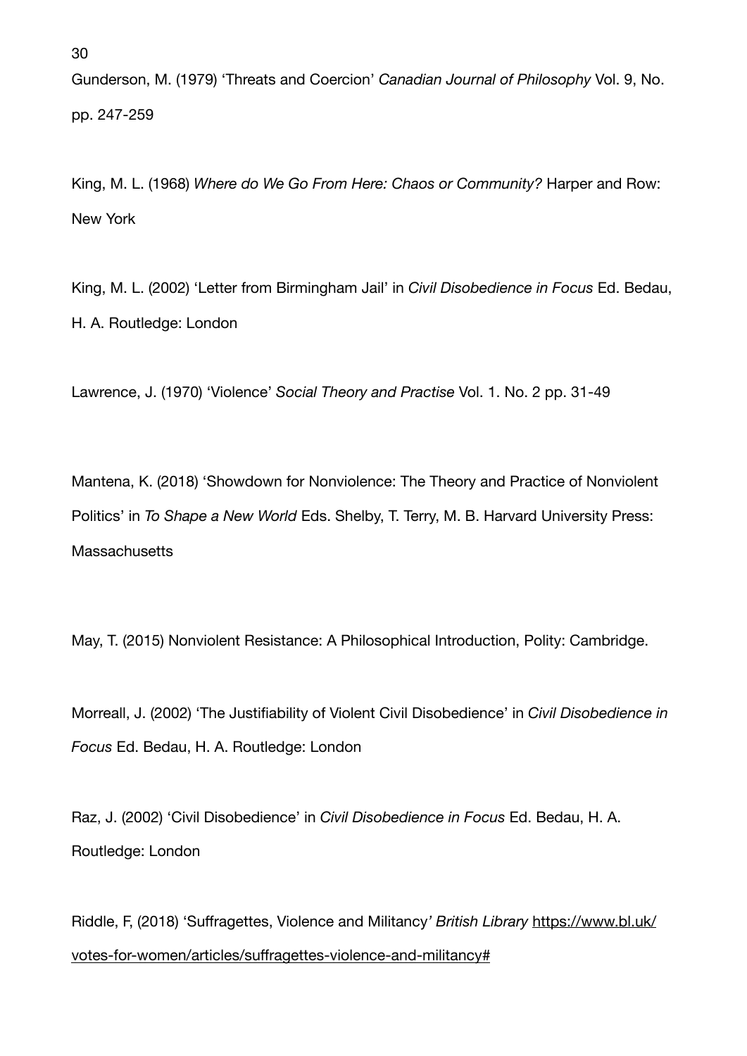Gunderson, M. (1979) 'Threats and Coercion' *Canadian Journal of Philosophy* Vol. 9, No. pp. 247-259

King, M. L. (1968) *Where do We Go From Here: Chaos or Community?* Harper and Row: New York

King, M. L. (2002) 'Letter from Birmingham Jail' in *Civil Disobedience in Focus* Ed. Bedau, H. A. Routledge: London

Lawrence, J. (1970) 'Violence' *Social Theory and Practise* Vol. 1. No. 2 pp. 31-49

Mantena, K. (2018) 'Showdown for Nonviolence: The Theory and Practice of Nonviolent Politics' in *To Shape a New World* Eds. Shelby, T. Terry, M. B. Harvard University Press: Massachusetts

May, T. (2015) Nonviolent Resistance: A Philosophical Introduction, Polity: Cambridge.

Morreall, J. (2002) 'The Justifiability of Violent Civil Disobedience' in *Civil Disobedience in Focus* Ed. Bedau, H. A. Routledge: London

Raz, J. (2002) 'Civil Disobedience' in *Civil Disobedience in Focus* Ed. Bedau, H. A. Routledge: London

Riddle, F, (2018) 'Suffragettes, Violence and Militancy' *British Library* https://www.bl.uk/votes-for-women/articles/suffragettes-violence-and-militancy#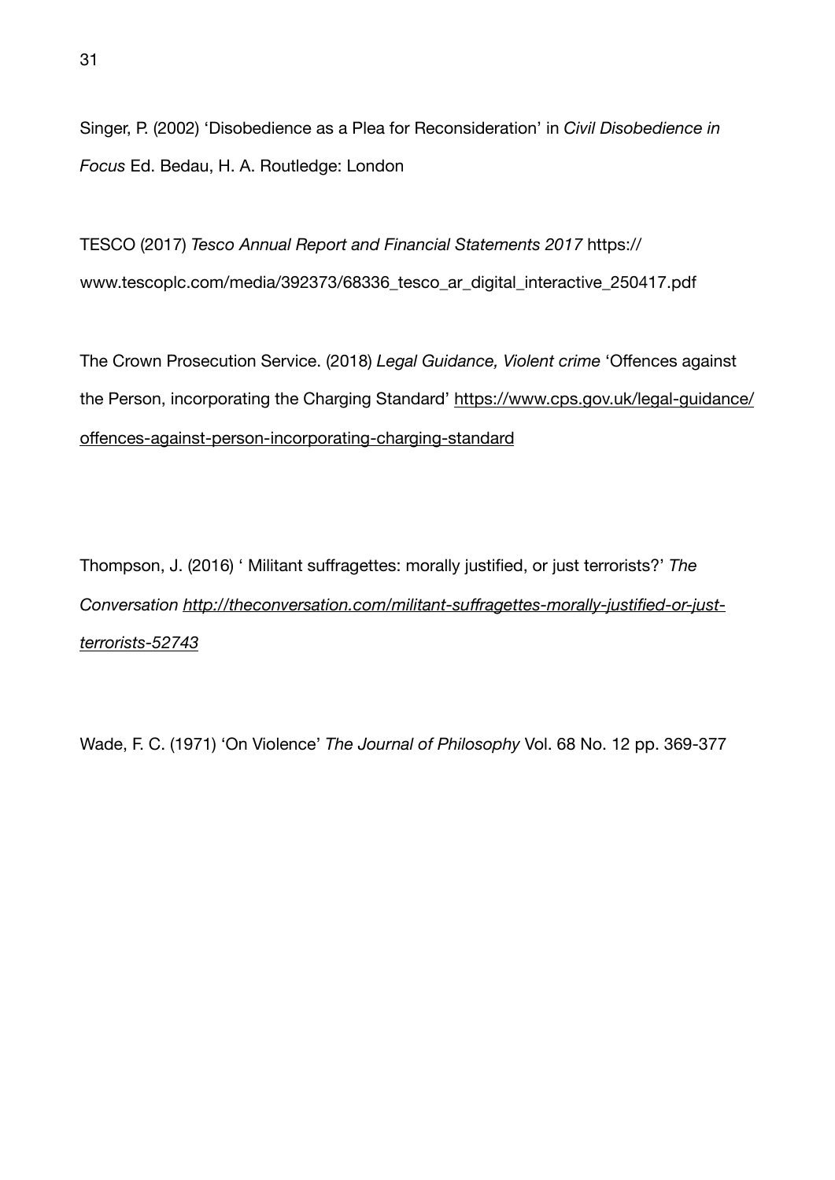Singer, P. (2002) 'Disobedience as a Plea for Reconsideration' in *Civil Disobedience in Focus* Ed. Bedau, H. A. Routledge: London

TESCO (2017) *Tesco Annual Report and Financial Statements 2017* https://www.tescoplc.com/media/392373/68336_tesco_ar_digital_interactive_250417.pdf

The Crown Prosecution Service. (2018) *Legal Guidance, Violent crime* 'Offences against the Person, incorporating the Charging Standard' https://www.cps.gov.uk/legal-guidance/offences-against-person-incorporating-charging-standard

Thompson, J. (2016) ' Militant suffragettes: morally justified, or just terrorists?' *The Conversation http://theconversation.com/militant-suffragettes-morally-justified-or-just-terrorists-52743*

Wade, F. C. (1971) 'On Violence' *The Journal of Philosophy* Vol. 68 No. 12 pp. 369-377